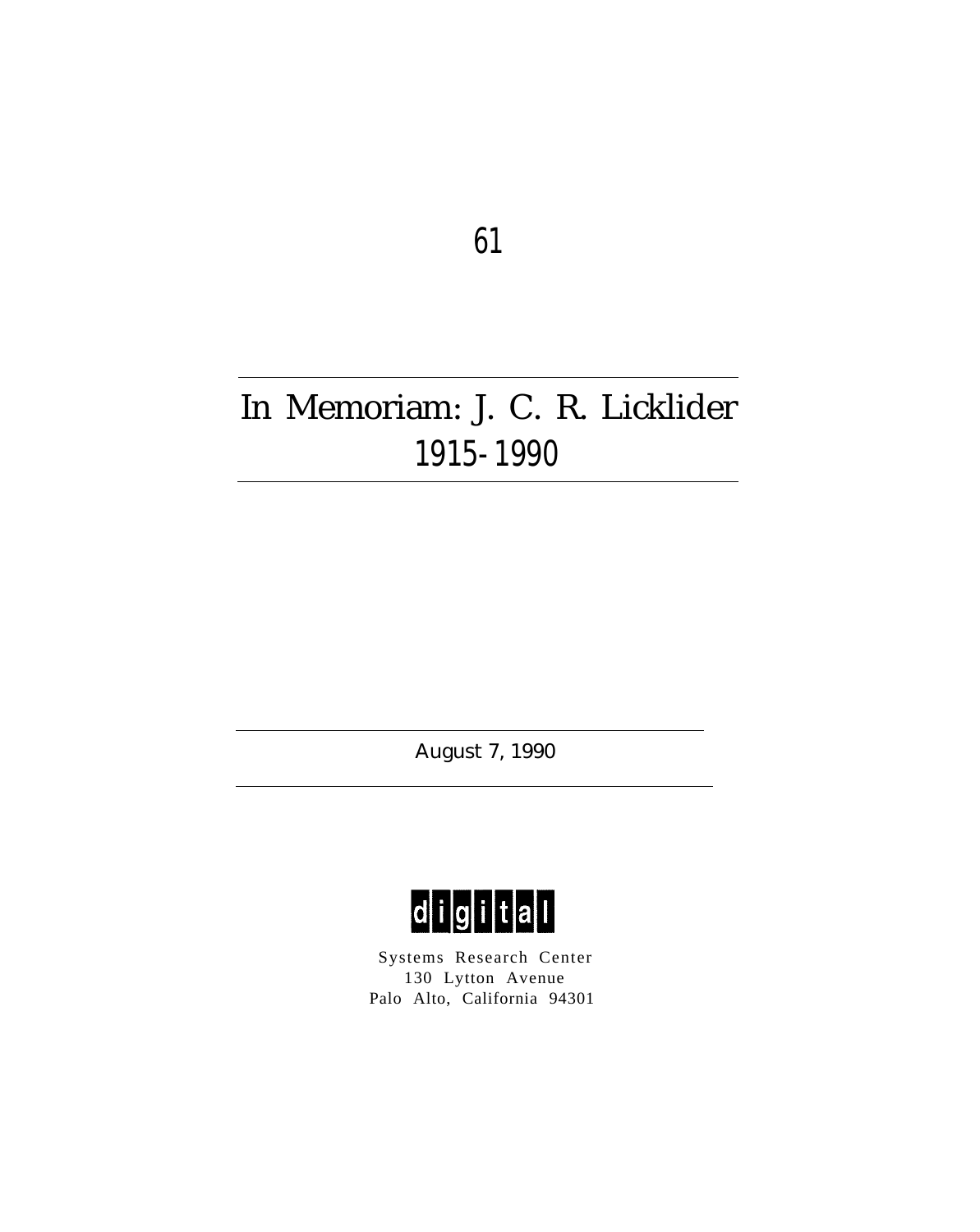61

# In Memoriam: J. C. R. Licklider
## 1915-1990

August 7, 1990

digital

Systems Research Center
130 Lytton Avenue
Palo Alto, California 94301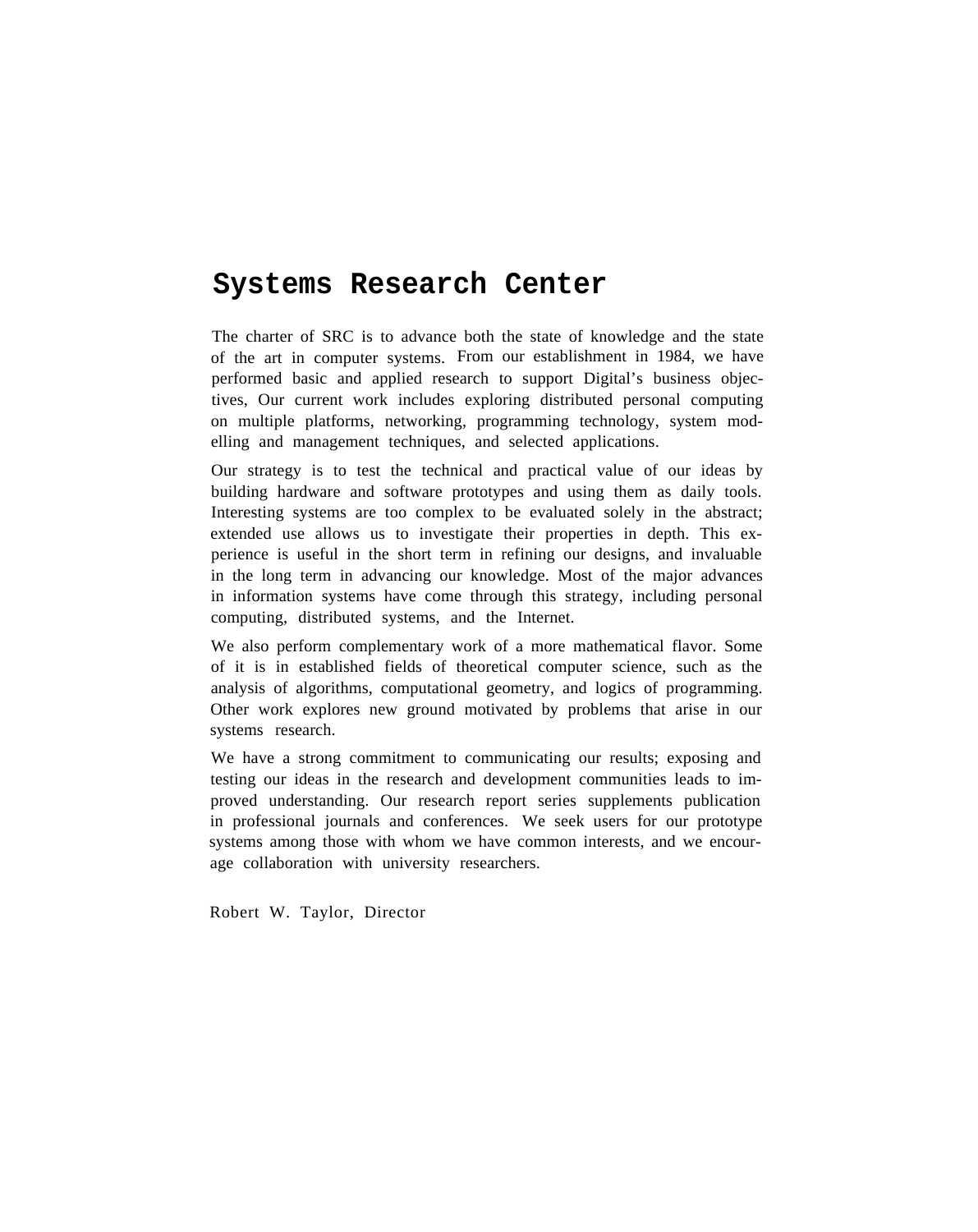# Systems Research Center

The charter of SRC is to advance both the state of knowledge and the state of the art in computer systems. From our establishment in 1984, we have performed basic and applied research to support Digital's business objectives, Our current work includes exploring distributed personal computing on multiple platforms, networking, programming technology, system modelling and management techniques, and selected applications.

Our strategy is to test the technical and practical value of our ideas by building hardware and software prototypes and using them as daily tools. Interesting systems are too complex to be evaluated solely in the abstract; extended use allows us to investigate their properties in depth. This experience is useful in the short term in refining our designs, and invaluable in the long term in advancing our knowledge. Most of the major advances in information systems have come through this strategy, including personal computing, distributed systems, and the Internet.

We also perform complementary work of a more mathematical flavor. Some of it is in established fields of theoretical computer science, such as the analysis of algorithms, computational geometry, and logics of programming. Other work explores new ground motivated by problems that arise in our systems research.

We have a strong commitment to communicating our results; exposing and testing our ideas in the research and development communities leads to improved understanding. Our research report series supplements publication in professional journals and conferences. We seek users for our prototype systems among those with whom we have common interests, and we encourage collaboration with university researchers.

Robert W. Taylor, Director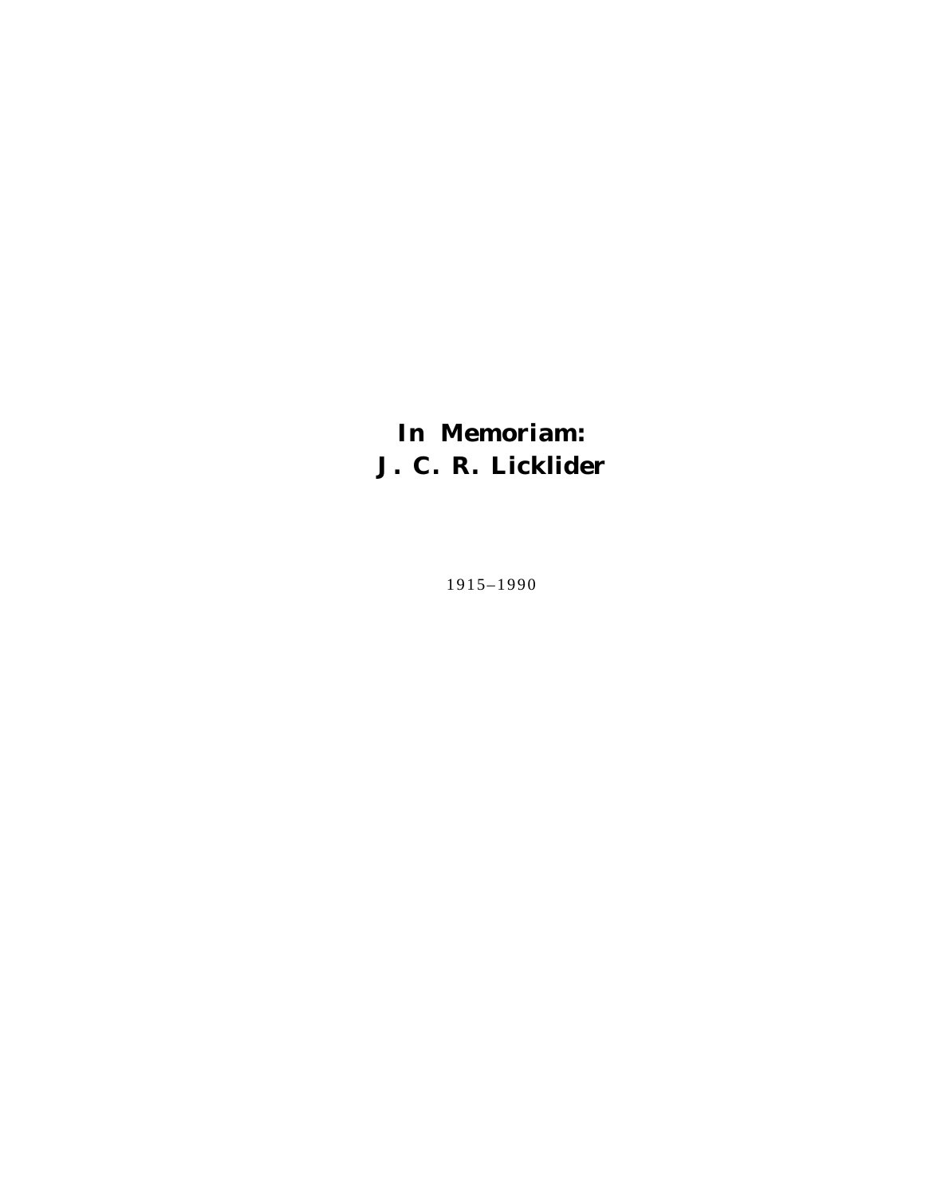# In Memoriam:
# J. C. R. Licklider

1915–1990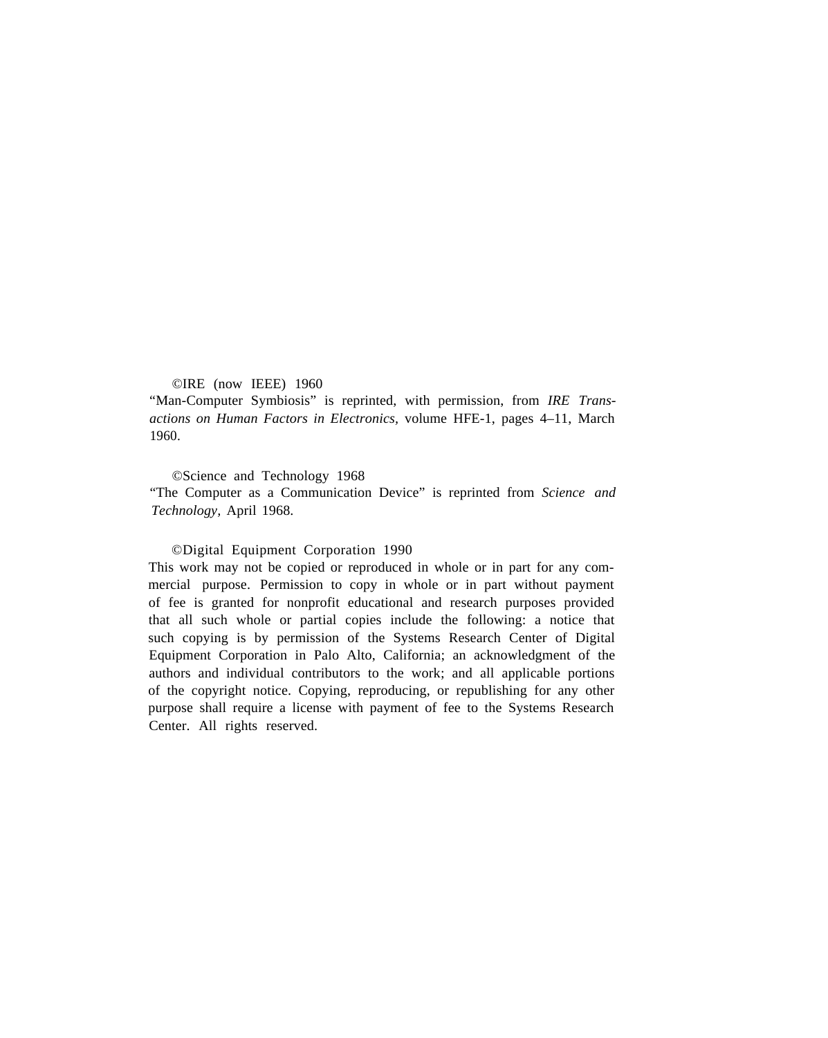©IRE (now IEEE) 1960

"Man-Computer Symbiosis" is reprinted, with permission, from *IRE Transactions on Human Factors in Electronics,* volume HFE-1, pages 4–11, March 1960.

©Science and Technology 1968

"The Computer as a Communication Device" is reprinted from *Science and Technology,* April 1968.

©Digital Equipment Corporation 1990

This work may not be copied or reproduced in whole or in part for any commercial purpose. Permission to copy in whole or in part without payment of fee is granted for nonprofit educational and research purposes provided that all such whole or partial copies include the following: a notice that such copying is by permission of the Systems Research Center of Digital Equipment Corporation in Palo Alto, California; an acknowledgment of the authors and individual contributors to the work; and all applicable portions of the copyright notice. Copying, reproducing, or republishing for any other purpose shall require a license with payment of fee to the Systems Research Center. All rights reserved.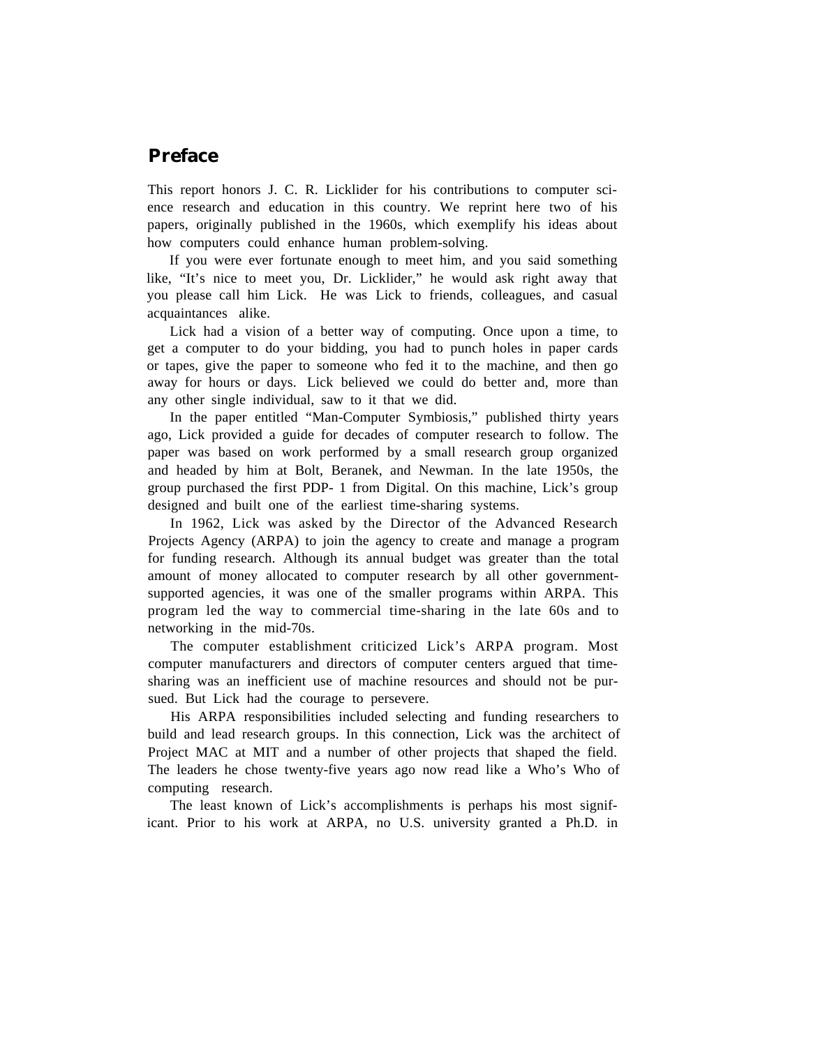## Preface

This report honors J. C. R. Licklider for his contributions to computer science research and education in this country. We reprint here two of his papers, originally published in the 1960s, which exemplify his ideas about how computers could enhance human problem-solving.

If you were ever fortunate enough to meet him, and you said something like, "It's nice to meet you, Dr. Licklider," he would ask right away that you please call him Lick. He was Lick to friends, colleagues, and casual acquaintances alike.

Lick had a vision of a better way of computing. Once upon a time, to get a computer to do your bidding, you had to punch holes in paper cards or tapes, give the paper to someone who fed it to the machine, and then go away for hours or days. Lick believed we could do better and, more than any other single individual, saw to it that we did.

In the paper entitled "Man-Computer Symbiosis," published thirty years ago, Lick provided a guide for decades of computer research to follow. The paper was based on work performed by a small research group organized and headed by him at Bolt, Beranek, and Newman. In the late 1950s, the group purchased the first PDP- 1 from Digital. On this machine, Lick's group designed and built one of the earliest time-sharing systems.

In 1962, Lick was asked by the Director of the Advanced Research Projects Agency (ARPA) to join the agency to create and manage a program for funding research. Although its annual budget was greater than the total amount of money allocated to computer research by all other government-supported agencies, it was one of the smaller programs within ARPA. This program led the way to commercial time-sharing in the late 60s and to networking in the mid-70s.

The computer establishment criticized Lick's ARPA program. Most computer manufacturers and directors of computer centers argued that time-sharing was an inefficient use of machine resources and should not be pursued. But Lick had the courage to persevere.

His ARPA responsibilities included selecting and funding researchers to build and lead research groups. In this connection, Lick was the architect of Project MAC at MIT and a number of other projects that shaped the field. The leaders he chose twenty-five years ago now read like a Who's Who of computing research.

The least known of Lick's accomplishments is perhaps his most significant. Prior to his work at ARPA, no U.S. university granted a Ph.D. in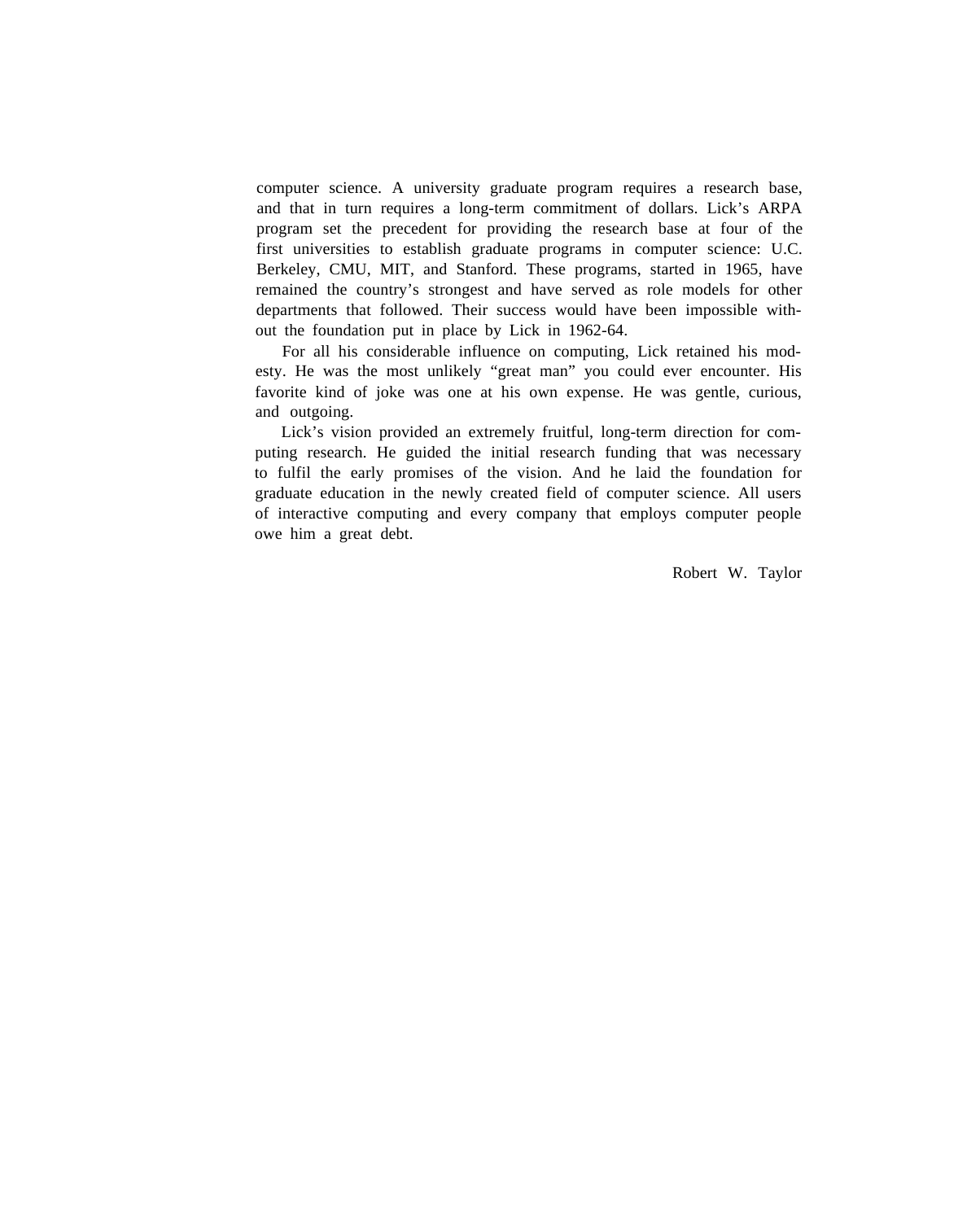computer science. A university graduate program requires a research base, and that in turn requires a long-term commitment of dollars. Lick's ARPA program set the precedent for providing the research base at four of the first universities to establish graduate programs in computer science: U.C. Berkeley, CMU, MIT, and Stanford. These programs, started in 1965, have remained the country's strongest and have served as role models for other departments that followed. Their success would have been impossible without the foundation put in place by Lick in 1962-64.

For all his considerable influence on computing, Lick retained his modesty. He was the most unlikely "great man" you could ever encounter. His favorite kind of joke was one at his own expense. He was gentle, curious, and outgoing.

Lick's vision provided an extremely fruitful, long-term direction for computing research. He guided the initial research funding that was necessary to fulfil the early promises of the vision. And he laid the foundation for graduate education in the newly created field of computer science. All users of interactive computing and every company that employs computer people owe him a great debt.

Robert W. Taylor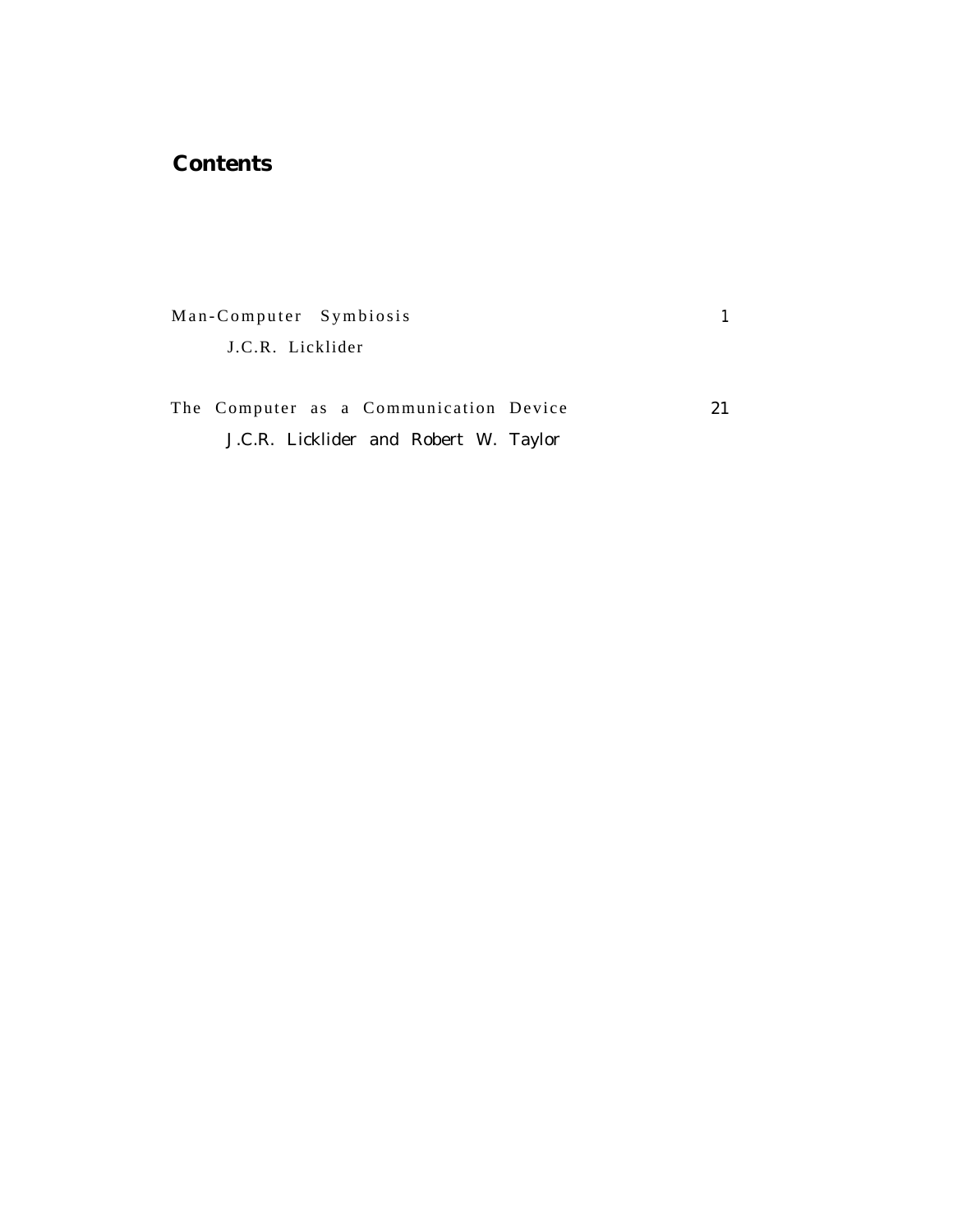# Contents

Man-Computer Symbiosis 1

J.C.R. Licklider

The Computer as a Communication Device 21

J.C.R. Licklider and Robert W. Taylor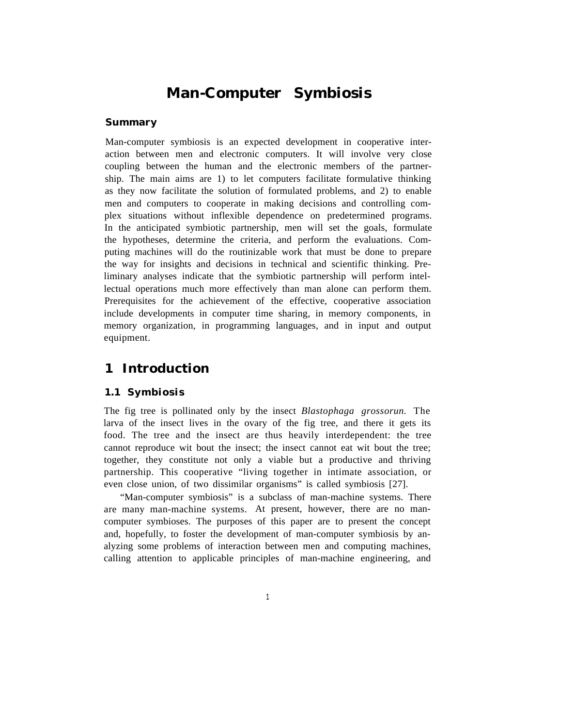# Man-Computer Symbiosis

## Summary

Man-computer symbiosis is an expected development in cooperative interaction between men and electronic computers. It will involve very close coupling between the human and the electronic members of the partnership. The main aims are 1) to let computers facilitate formulative thinking as they now facilitate the solution of formulated problems, and 2) to enable men and computers to cooperate in making decisions and controlling complex situations without inflexible dependence on predetermined programs. In the anticipated symbiotic partnership, men will set the goals, formulate the hypotheses, determine the criteria, and perform the evaluations. Computing machines will do the routinizable work that must be done to prepare the way for insights and decisions in technical and scientific thinking. Preliminary analyses indicate that the symbiotic partnership will perform intellectual operations much more effectively than man alone can perform them. Prerequisites for the achievement of the effective, cooperative association include developments in computer time sharing, in memory components, in memory organization, in programming languages, and in input and output equipment.

# 1 Introduction

## 1.1 Symbiosis

The fig tree is pollinated only by the insect *Blastophaga grossorun.* The larva of the insect lives in the ovary of the fig tree, and there it gets its food. The tree and the insect are thus heavily interdependent: the tree cannot reproduce wit bout the insect; the insect cannot eat wit bout the tree; together, they constitute not only a viable but a productive and thriving partnership. This cooperative "living together in intimate association, or even close union, of two dissimilar organisms" is called symbiosis [27].

"Man-computer symbiosis" is a subclass of man-machine systems. There are many man-machine systems. At present, however, there are no man-computer symbioses. The purposes of this paper are to present the concept and, hopefully, to foster the development of man-computer symbiosis by analyzing some problems of interaction between men and computing machines, calling attention to applicable principles of man-machine engineering, and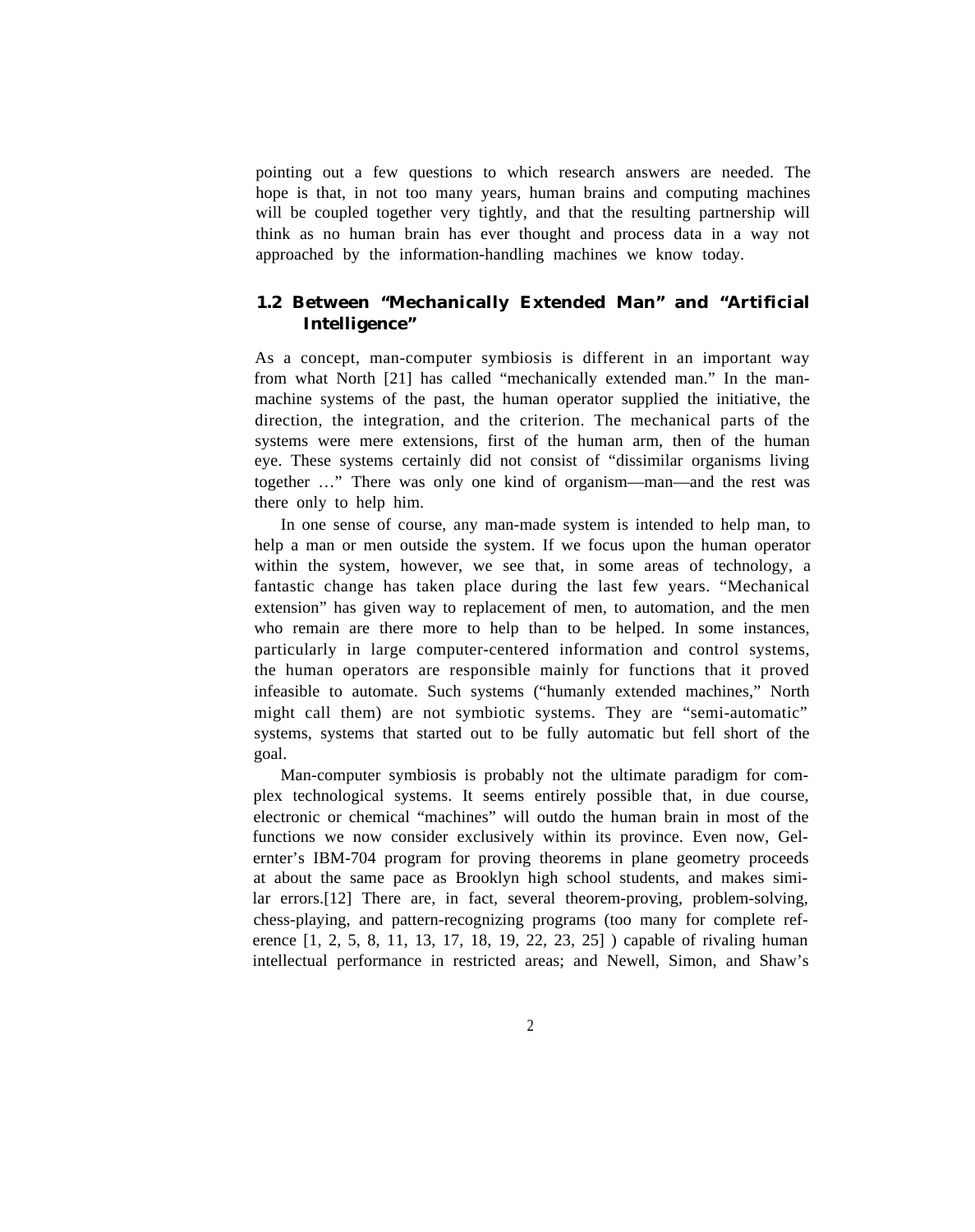pointing out a few questions to which research answers are needed. The hope is that, in not too many years, human brains and computing machines will be coupled together very tightly, and that the resulting partnership will think as no human brain has ever thought and process data in a way not approached by the information-handling machines we know today.

## 1.2 Between "Mechanically Extended Man" and "Artificial Intelligence"

As a concept, man-computer symbiosis is different in an important way from what North [21] has called "mechanically extended man." In the man-machine systems of the past, the human operator supplied the initiative, the direction, the integration, and the criterion. The mechanical parts of the systems were mere extensions, first of the human arm, then of the human eye. These systems certainly did not consist of "dissimilar organisms living together …" There was only one kind of organism—man—and the rest was there only to help him.

In one sense of course, any man-made system is intended to help man, to help a man or men outside the system. If we focus upon the human operator within the system, however, we see that, in some areas of technology, a fantastic change has taken place during the last few years. "Mechanical extension" has given way to replacement of men, to automation, and the men who remain are there more to help than to be helped. In some instances, particularly in large computer-centered information and control systems, the human operators are responsible mainly for functions that it proved infeasible to automate. Such systems ("humanly extended machines," North might call them) are not symbiotic systems. They are "semi-automatic" systems, systems that started out to be fully automatic but fell short of the goal.

Man-computer symbiosis is probably not the ultimate paradigm for complex technological systems. It seems entirely possible that, in due course, electronic or chemical "machines" will outdo the human brain in most of the functions we now consider exclusively within its province. Even now, Gelernter's IBM-704 program for proving theorems in plane geometry proceeds at about the same pace as Brooklyn high school students, and makes similar errors.[12] There are, in fact, several theorem-proving, problem-solving, chess-playing, and pattern-recognizing programs (too many for complete reference [1, 2, 5, 8, 11, 13, 17, 18, 19, 22, 23, 25] ) capable of rivaling human intellectual performance in restricted areas; and Newell, Simon, and Shaw's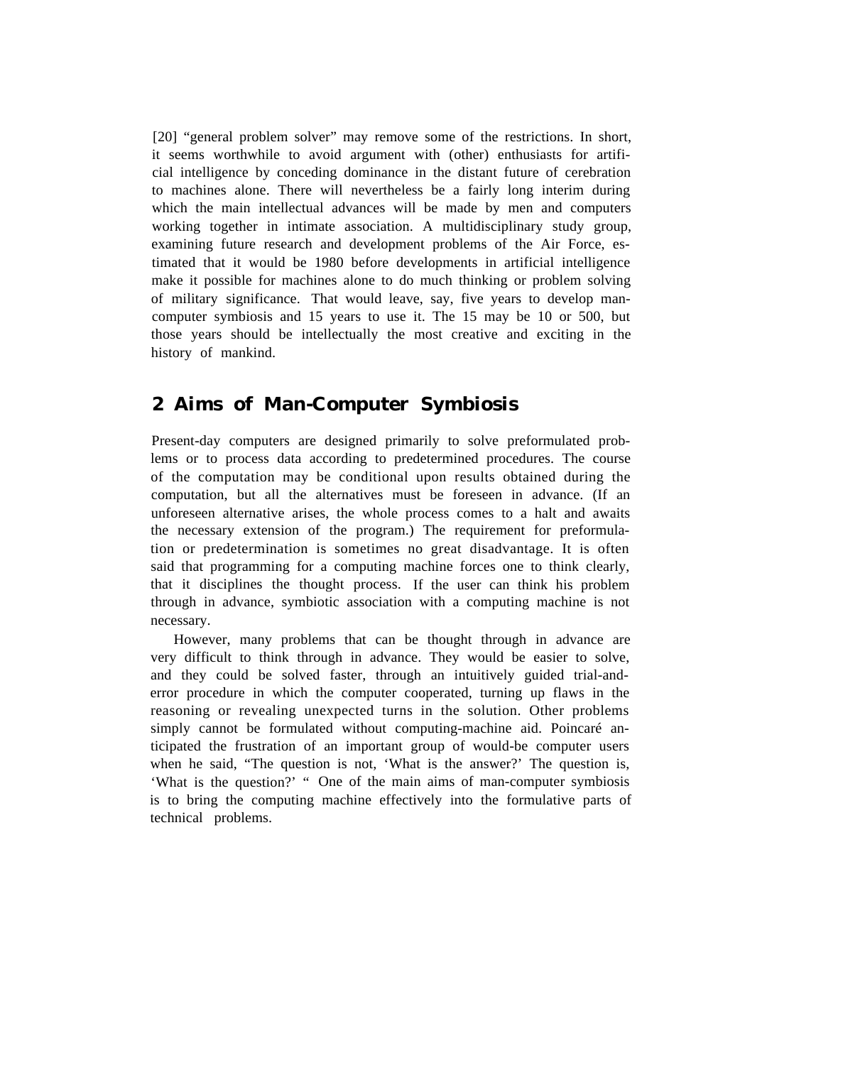[20] "general problem solver" may remove some of the restrictions. In short, it seems worthwhile to avoid argument with (other) enthusiasts for artificial intelligence by conceding dominance in the distant future of cerebration to machines alone. There will nevertheless be a fairly long interim during which the main intellectual advances will be made by men and computers working together in intimate association. A multidisciplinary study group, examining future research and development problems of the Air Force, estimated that it would be 1980 before developments in artificial intelligence make it possible for machines alone to do much thinking or problem solving of military significance. That would leave, say, five years to develop man-computer symbiosis and 15 years to use it. The 15 may be 10 or 500, but those years should be intellectually the most creative and exciting in the history of mankind.

## 2 Aims of Man-Computer Symbiosis

Present-day computers are designed primarily to solve preformulated problems or to process data according to predetermined procedures. The course of the computation may be conditional upon results obtained during the computation, but all the alternatives must be foreseen in advance. (If an unforeseen alternative arises, the whole process comes to a halt and awaits the necessary extension of the program.) The requirement for preformulation or predetermination is sometimes no great disadvantage. It is often said that programming for a computing machine forces one to think clearly, that it disciplines the thought process. If the user can think his problem through in advance, symbiotic association with a computing machine is not necessary.

However, many problems that can be thought through in advance are very difficult to think through in advance. They would be easier to solve, and they could be solved faster, through an intuitively guided trial-and-error procedure in which the computer cooperated, turning up flaws in the reasoning or revealing unexpected turns in the solution. Other problems simply cannot be formulated without computing-machine aid. Poincaré anticipated the frustration of an important group of would-be computer users when he said, "The question is not, 'What is the answer?' The question is, 'What is the question?' " One of the main aims of man-computer symbiosis is to bring the computing machine effectively into the formulative parts of technical problems.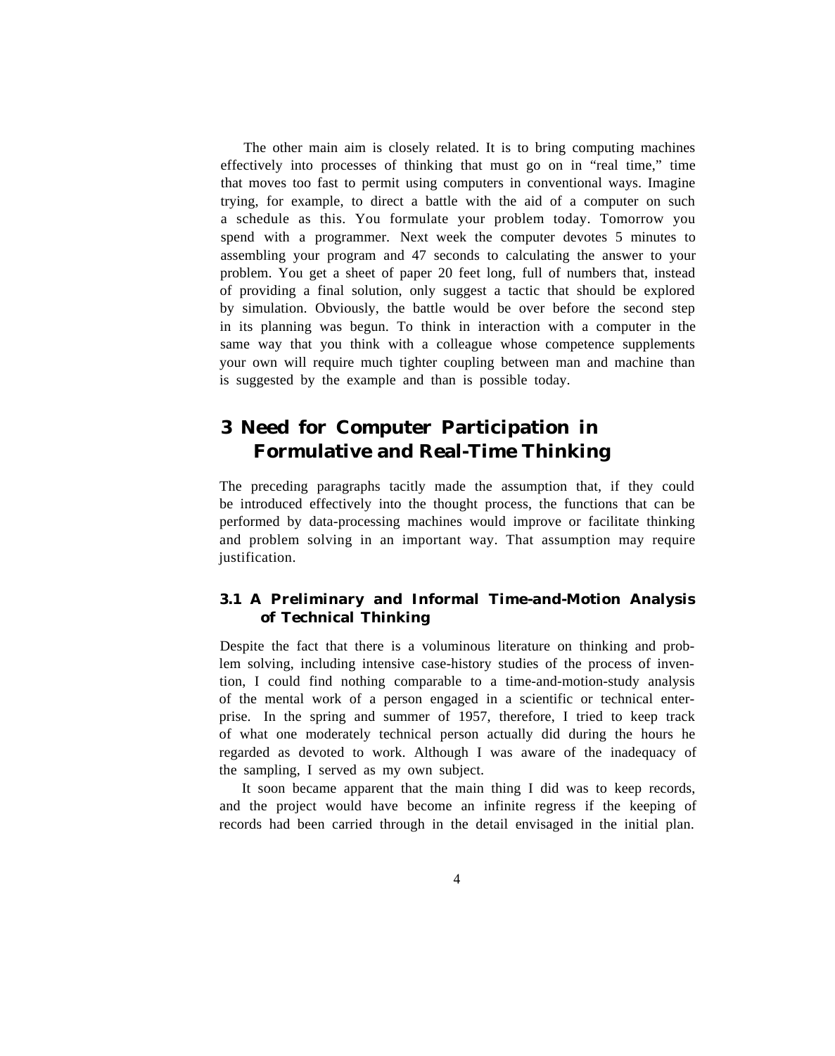The other main aim is closely related. It is to bring computing machines effectively into processes of thinking that must go on in "real time," time that moves too fast to permit using computers in conventional ways. Imagine trying, for example, to direct a battle with the aid of a computer on such a schedule as this. You formulate your problem today. Tomorrow you spend with a programmer. Next week the computer devotes 5 minutes to assembling your program and 47 seconds to calculating the answer to your problem. You get a sheet of paper 20 feet long, full of numbers that, instead of providing a final solution, only suggest a tactic that should be explored by simulation. Obviously, the battle would be over before the second step in its planning was begun. To think in interaction with a computer in the same way that you think with a colleague whose competence supplements your own will require much tighter coupling between man and machine than is suggested by the example and than is possible today.

## 3 Need for Computer Participation in Formulative and Real-Time Thinking

The preceding paragraphs tacitly made the assumption that, if they could be introduced effectively into the thought process, the functions that can be performed by data-processing machines would improve or facilitate thinking and problem solving in an important way. That assumption may require justification.

### 3.1 A Preliminary and Informal Time-and-Motion Analysis of Technical Thinking

Despite the fact that there is a voluminous literature on thinking and problem solving, including intensive case-history studies of the process of invention, I could find nothing comparable to a time-and-motion-study analysis of the mental work of a person engaged in a scientific or technical enterprise. In the spring and summer of 1957, therefore, I tried to keep track of what one moderately technical person actually did during the hours he regarded as devoted to work. Although I was aware of the inadequacy of the sampling, I served as my own subject.

It soon became apparent that the main thing I did was to keep records, and the project would have become an infinite regress if the keeping of records had been carried through in the detail envisaged in the initial plan.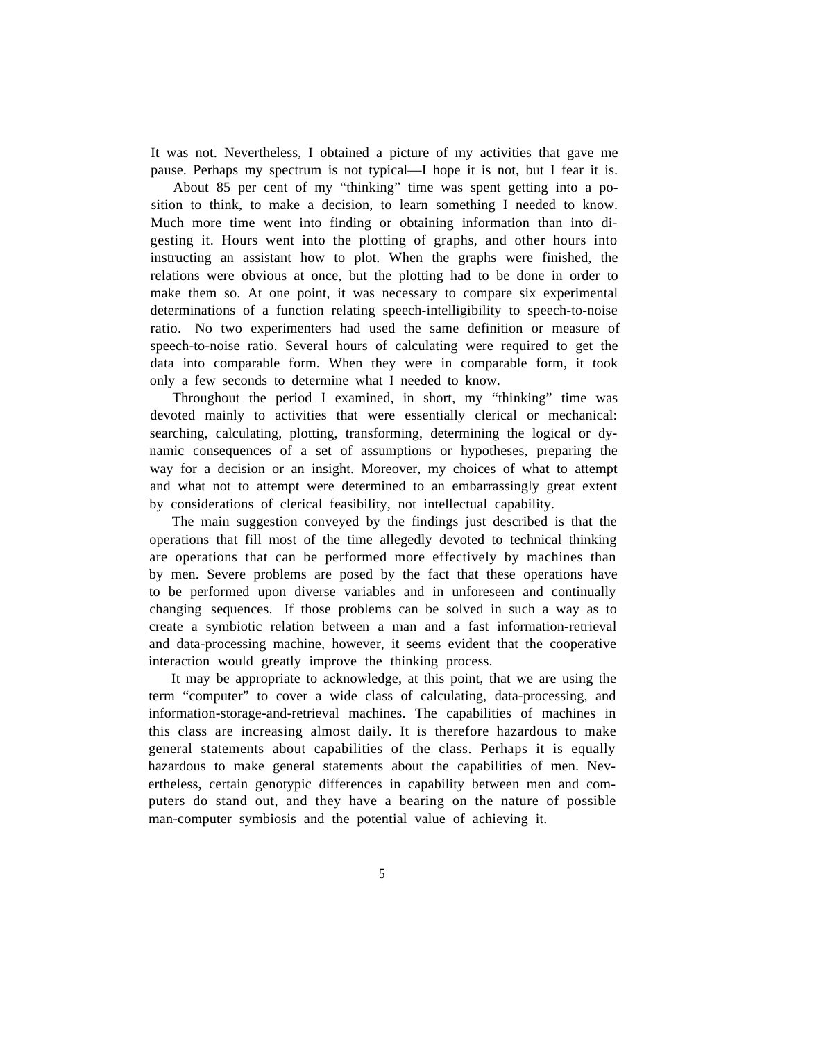It was not. Nevertheless, I obtained a picture of my activities that gave me pause. Perhaps my spectrum is not typical—I hope it is not, but I fear it is.

About 85 per cent of my "thinking" time was spent getting into a position to think, to make a decision, to learn something I needed to know. Much more time went into finding or obtaining information than into digesting it. Hours went into the plotting of graphs, and other hours into instructing an assistant how to plot. When the graphs were finished, the relations were obvious at once, but the plotting had to be done in order to make them so. At one point, it was necessary to compare six experimental determinations of a function relating speech-intelligibility to speech-to-noise ratio. No two experimenters had used the same definition or measure of speech-to-noise ratio. Several hours of calculating were required to get the data into comparable form. When they were in comparable form, it took only a few seconds to determine what I needed to know.

Throughout the period I examined, in short, my "thinking" time was devoted mainly to activities that were essentially clerical or mechanical: searching, calculating, plotting, transforming, determining the logical or dynamic consequences of a set of assumptions or hypotheses, preparing the way for a decision or an insight. Moreover, my choices of what to attempt and what not to attempt were determined to an embarrassingly great extent by considerations of clerical feasibility, not intellectual capability.

The main suggestion conveyed by the findings just described is that the operations that fill most of the time allegedly devoted to technical thinking are operations that can be performed more effectively by machines than by men. Severe problems are posed by the fact that these operations have to be performed upon diverse variables and in unforeseen and continually changing sequences. If those problems can be solved in such a way as to create a symbiotic relation between a man and a fast information-retrieval and data-processing machine, however, it seems evident that the cooperative interaction would greatly improve the thinking process.

It may be appropriate to acknowledge, at this point, that we are using the term "computer" to cover a wide class of calculating, data-processing, and information-storage-and-retrieval machines. The capabilities of machines in this class are increasing almost daily. It is therefore hazardous to make general statements about capabilities of the class. Perhaps it is equally hazardous to make general statements about the capabilities of men. Nevertheless, certain genotypic differences in capability between men and computers do stand out, and they have a bearing on the nature of possible man-computer symbiosis and the potential value of achieving it.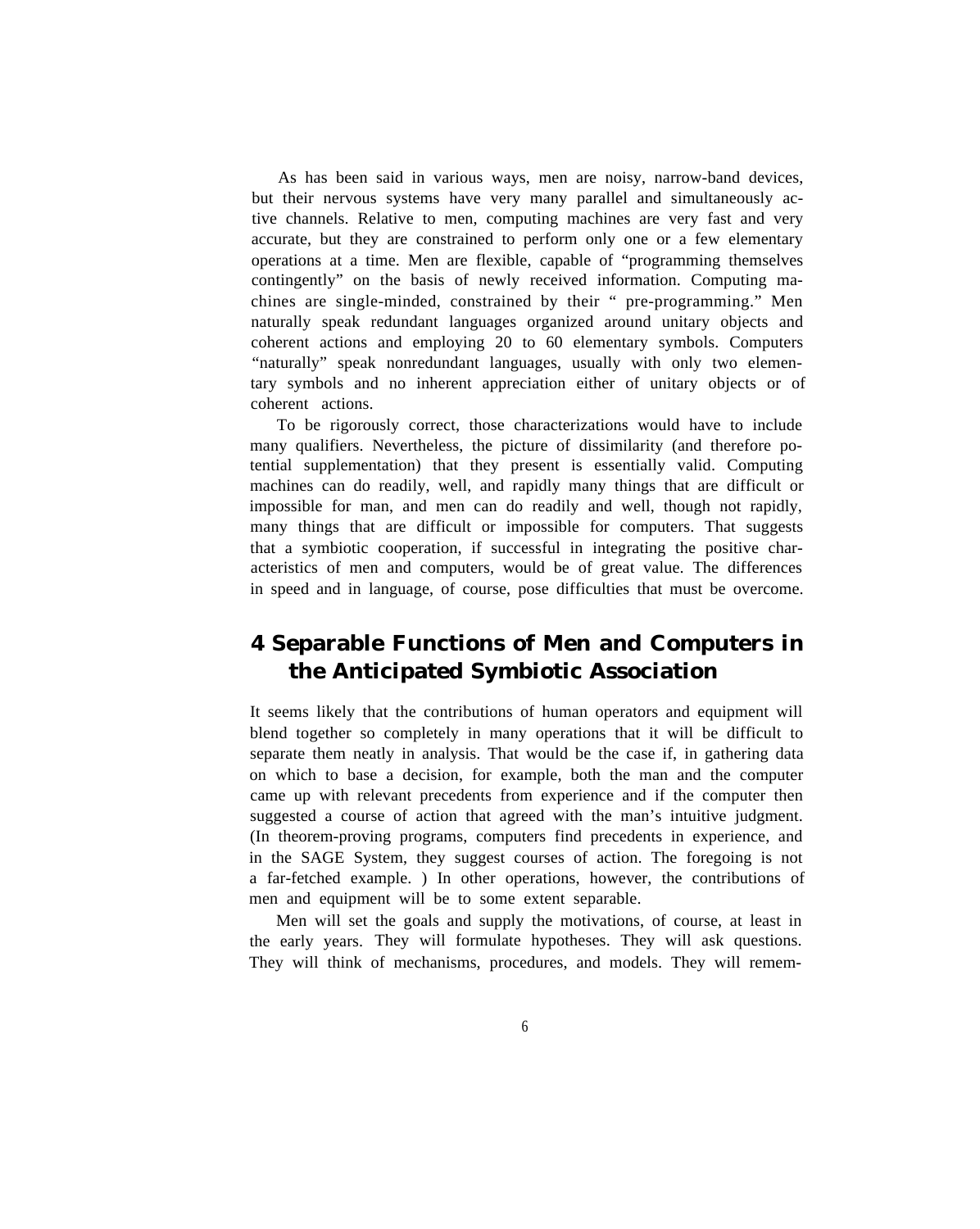As has been said in various ways, men are noisy, narrow-band devices, but their nervous systems have very many parallel and simultaneously active channels. Relative to men, computing machines are very fast and very accurate, but they are constrained to perform only one or a few elementary operations at a time. Men are flexible, capable of "programming themselves contingently" on the basis of newly received information. Computing machines are single-minded, constrained by their "pre-programming." Men naturally speak redundant languages organized around unitary objects and coherent actions and employing 20 to 60 elementary symbols. Computers "naturally" speak nonredundant languages, usually with only two elementary symbols and no inherent appreciation either of unitary objects or of coherent actions.

To be rigorously correct, those characterizations would have to include many qualifiers. Nevertheless, the picture of dissimilarity (and therefore potential supplementation) that they present is essentially valid. Computing machines can do readily, well, and rapidly many things that are difficult or impossible for man, and men can do readily and well, though not rapidly, many things that are difficult or impossible for computers. That suggests that a symbiotic cooperation, if successful in integrating the positive characteristics of men and computers, would be of great value. The differences in speed and in language, of course, pose difficulties that must be overcome.

## 4 Separable Functions of Men and Computers in the Anticipated Symbiotic Association

It seems likely that the contributions of human operators and equipment will blend together so completely in many operations that it will be difficult to separate them neatly in analysis. That would be the case if, in gathering data on which to base a decision, for example, both the man and the computer came up with relevant precedents from experience and if the computer then suggested a course of action that agreed with the man's intuitive judgment. (In theorem-proving programs, computers find precedents in experience, and in the SAGE System, they suggest courses of action. The foregoing is not a far-fetched example. ) In other operations, however, the contributions of men and equipment will be to some extent separable.

Men will set the goals and supply the motivations, of course, at least in the early years. They will formulate hypotheses. They will ask questions. They will think of mechanisms, procedures, and models. They will remem-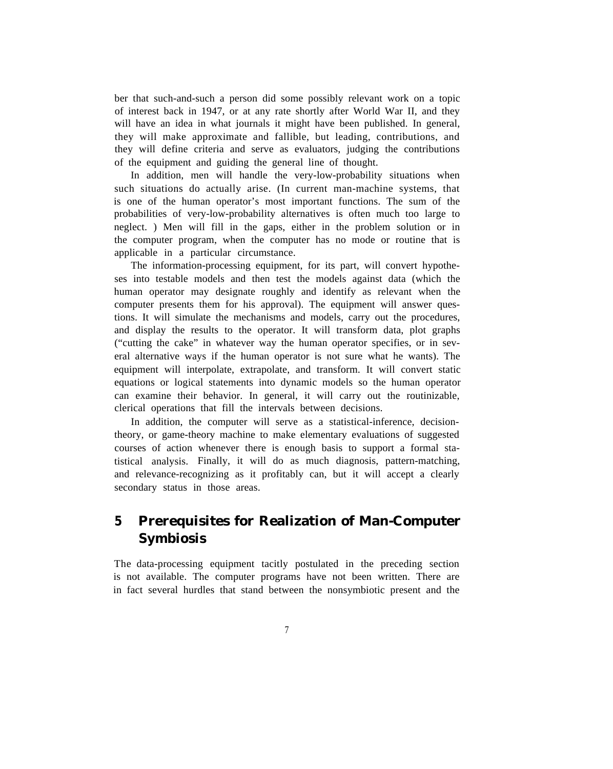ber that such-and-such a person did some possibly relevant work on a topic of interest back in 1947, or at any rate shortly after World War II, and they will have an idea in what journals it might have been published. In general, they will make approximate and fallible, but leading, contributions, and they will define criteria and serve as evaluators, judging the contributions of the equipment and guiding the general line of thought.

In addition, men will handle the very-low-probability situations when such situations do actually arise. (In current man-machine systems, that is one of the human operator's most important functions. The sum of the probabilities of very-low-probability alternatives is often much too large to neglect. ) Men will fill in the gaps, either in the problem solution or in the computer program, when the computer has no mode or routine that is applicable in a particular circumstance.

The information-processing equipment, for its part, will convert hypotheses into testable models and then test the models against data (which the human operator may designate roughly and identify as relevant when the computer presents them for his approval). The equipment will answer questions. It will simulate the mechanisms and models, carry out the procedures, and display the results to the operator. It will transform data, plot graphs ("cutting the cake" in whatever way the human operator specifies, or in several alternative ways if the human operator is not sure what he wants). The equipment will interpolate, extrapolate, and transform. It will convert static equations or logical statements into dynamic models so the human operator can examine their behavior. In general, it will carry out the routinizable, clerical operations that fill the intervals between decisions.

In addition, the computer will serve as a statistical-inference, decision-theory, or game-theory machine to make elementary evaluations of suggested courses of action whenever there is enough basis to support a formal statistical analysis. Finally, it will do as much diagnosis, pattern-matching, and relevance-recognizing as it profitably can, but it will accept a clearly secondary status in those areas.

## 5 Prerequisites for Realization of Man-Computer Symbiosis

The data-processing equipment tacitly postulated in the preceding section is not available. The computer programs have not been written. There are in fact several hurdles that stand between the nonsymbiotic present and the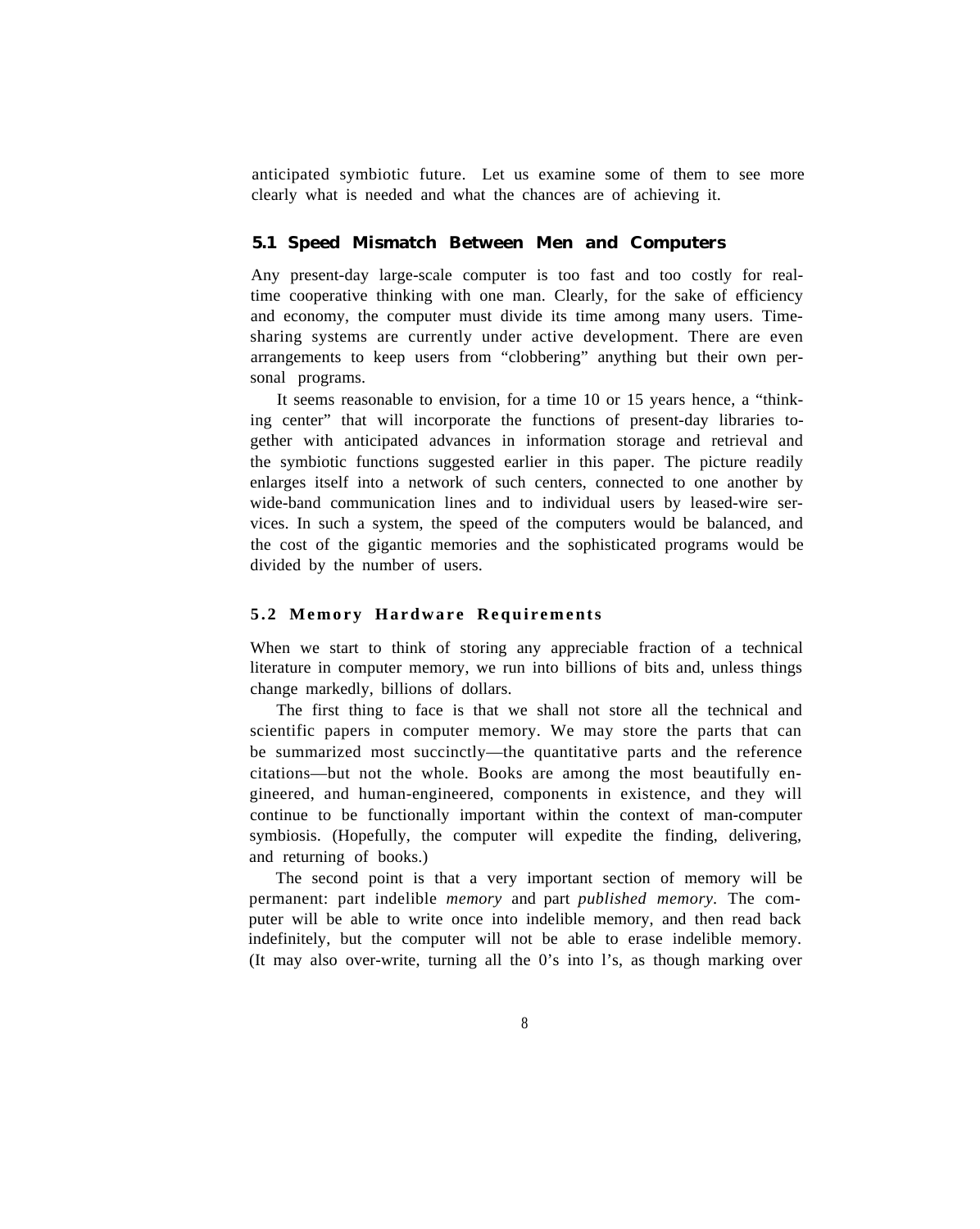anticipated symbiotic future. Let us examine some of them to see more clearly what is needed and what the chances are of achieving it.

### 5.1 Speed Mismatch Between Men and Computers

Any present-day large-scale computer is too fast and too costly for real-time cooperative thinking with one man. Clearly, for the sake of efficiency and economy, the computer must divide its time among many users. Time-sharing systems are currently under active development. There are even arrangements to keep users from "clobbering" anything but their own personal programs.

It seems reasonable to envision, for a time 10 or 15 years hence, a "thinking center" that will incorporate the functions of present-day libraries together with anticipated advances in information storage and retrieval and the symbiotic functions suggested earlier in this paper. The picture readily enlarges itself into a network of such centers, connected to one another by wide-band communication lines and to individual users by leased-wire services. In such a system, the speed of the computers would be balanced, and the cost of the gigantic memories and the sophisticated programs would be divided by the number of users.

### 5.2 Memory Hardware Requirements

When we start to think of storing any appreciable fraction of a technical literature in computer memory, we run into billions of bits and, unless things change markedly, billions of dollars.

The first thing to face is that we shall not store all the technical and scientific papers in computer memory. We may store the parts that can be summarized most succinctly—the quantitative parts and the reference citations—but not the whole. Books are among the most beautifully engineered, and human-engineered, components in existence, and they will continue to be functionally important within the context of man-computer symbiosis. (Hopefully, the computer will expedite the finding, delivering, and returning of books.)

The second point is that a very important section of memory will be permanent: part indelible *memory* and part *published memory.* The computer will be able to write once into indelible memory, and then read back indefinitely, but the computer will not be able to erase indelible memory. (It may also over-write, turning all the 0's into l's, as though marking over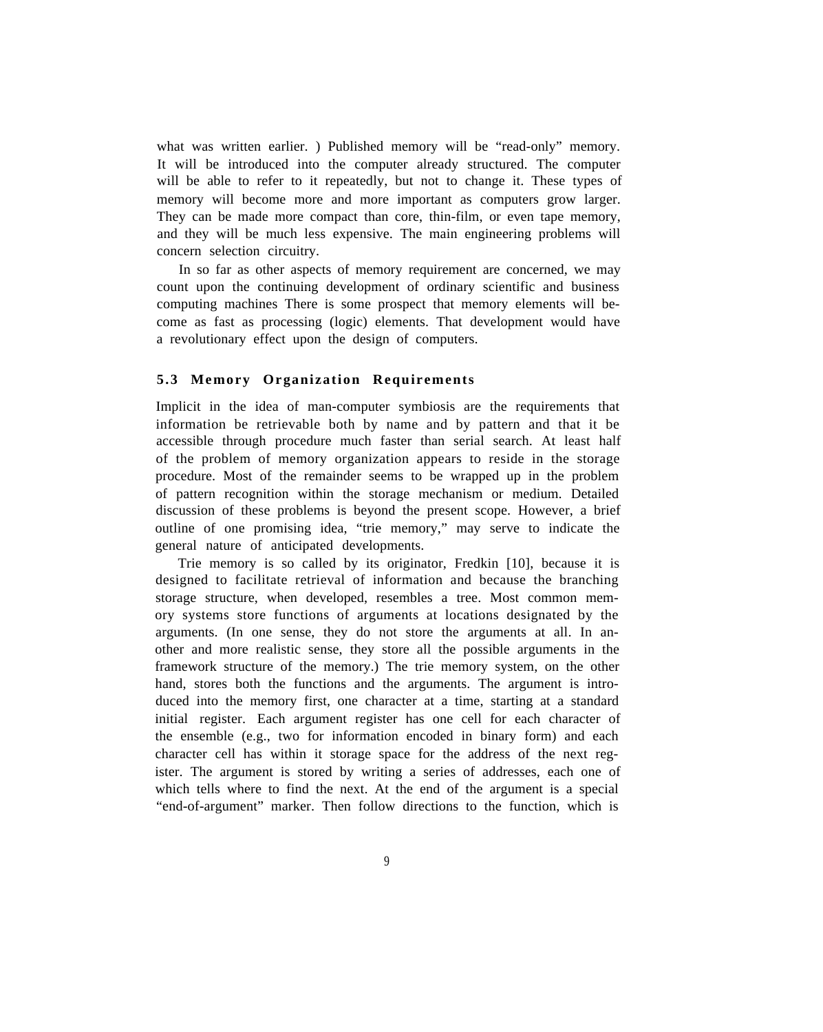what was written earlier. ) Published memory will be "read-only" memory. It will be introduced into the computer already structured. The computer will be able to refer to it repeatedly, but not to change it. These types of memory will become more and more important as computers grow larger. They can be made more compact than core, thin-film, or even tape memory, and they will be much less expensive. The main engineering problems will concern selection circuitry.

In so far as other aspects of memory requirement are concerned, we may count upon the continuing development of ordinary scientific and business computing machines There is some prospect that memory elements will become as fast as processing (logic) elements. That development would have a revolutionary effect upon the design of computers.

### 5.3 Memory Organization Requirements

Implicit in the idea of man-computer symbiosis are the requirements that information be retrievable both by name and by pattern and that it be accessible through procedure much faster than serial search. At least half of the problem of memory organization appears to reside in the storage procedure. Most of the remainder seems to be wrapped up in the problem of pattern recognition within the storage mechanism or medium. Detailed discussion of these problems is beyond the present scope. However, a brief outline of one promising idea, "trie memory," may serve to indicate the general nature of anticipated developments.

Trie memory is so called by its originator, Fredkin [10], because it is designed to facilitate retrieval of information and because the branching storage structure, when developed, resembles a tree. Most common memory systems store functions of arguments at locations designated by the arguments. (In one sense, they do not store the arguments at all. In another and more realistic sense, they store all the possible arguments in the framework structure of the memory.) The trie memory system, on the other hand, stores both the functions and the arguments. The argument is introduced into the memory first, one character at a time, starting at a standard initial register. Each argument register has one cell for each character of the ensemble (e.g., two for information encoded in binary form) and each character cell has within it storage space for the address of the next register. The argument is stored by writing a series of addresses, each one of which tells where to find the next. At the end of the argument is a special "end-of-argument" marker. Then follow directions to the function, which is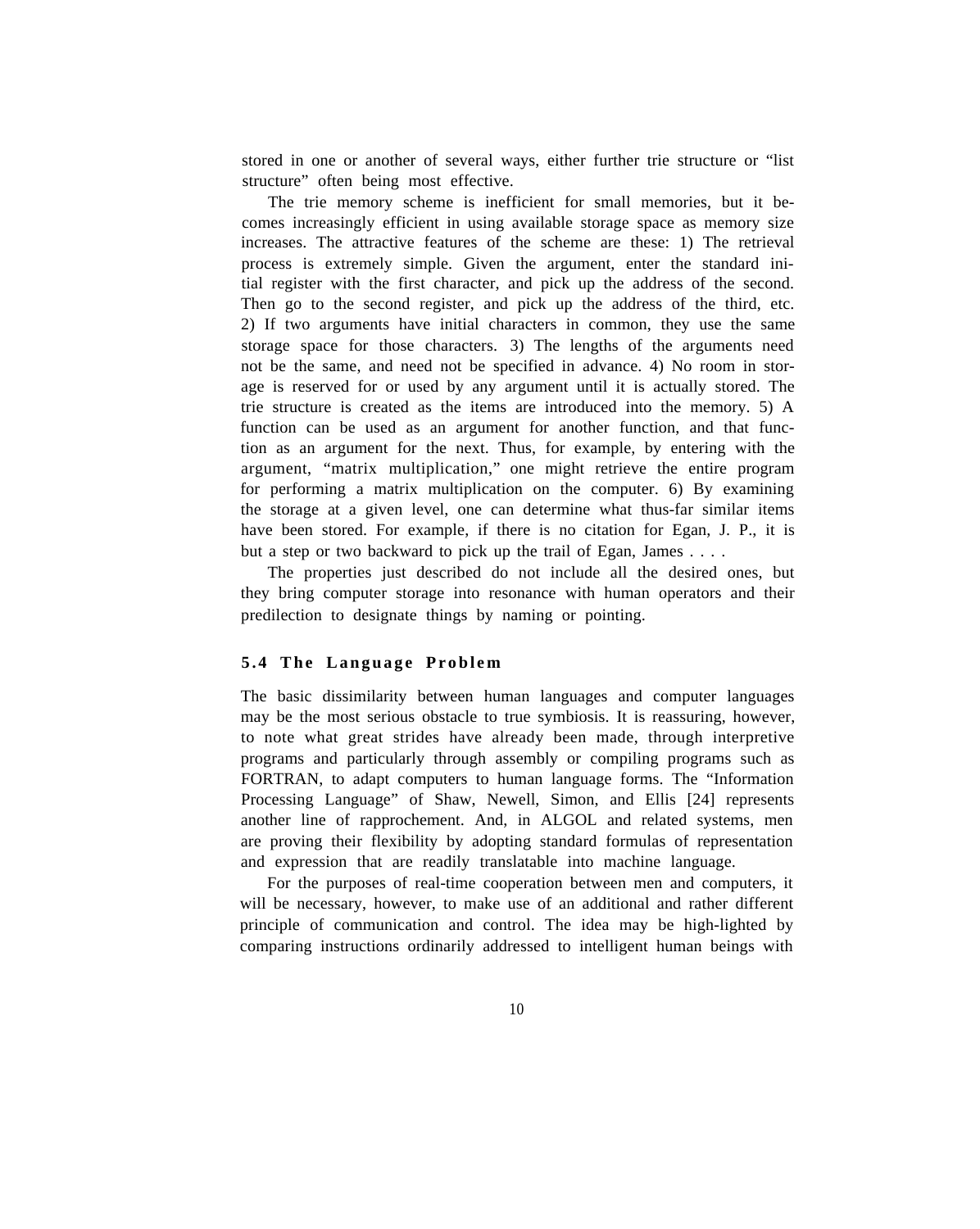stored in one or another of several ways, either further trie structure or "list structure" often being most effective.

The trie memory scheme is inefficient for small memories, but it becomes increasingly efficient in using available storage space as memory size increases. The attractive features of the scheme are these: 1) The retrieval process is extremely simple. Given the argument, enter the standard initial register with the first character, and pick up the address of the second. Then go to the second register, and pick up the address of the third, etc. 2) If two arguments have initial characters in common, they use the same storage space for those characters. 3) The lengths of the arguments need not be the same, and need not be specified in advance. 4) No room in storage is reserved for or used by any argument until it is actually stored. The trie structure is created as the items are introduced into the memory. 5) A function can be used as an argument for another function, and that function as an argument for the next. Thus, for example, by entering with the argument, "matrix multiplication," one might retrieve the entire program for performing a matrix multiplication on the computer. 6) By examining the storage at a given level, one can determine what thus-far similar items have been stored. For example, if there is no citation for Egan, J. P., it is but a step or two backward to pick up the trail of Egan, James . . . .

The properties just described do not include all the desired ones, but they bring computer storage into resonance with human operators and their predilection to designate things by naming or pointing.

### 5.4 The Language Problem

The basic dissimilarity between human languages and computer languages may be the most serious obstacle to true symbiosis. It is reassuring, however, to note what great strides have already been made, through interpretive programs and particularly through assembly or compiling programs such as FORTRAN, to adapt computers to human language forms. The "Information Processing Language" of Shaw, Newell, Simon, and Ellis [24] represents another line of rapprochement. And, in ALGOL and related systems, men are proving their flexibility by adopting standard formulas of representation and expression that are readily translatable into machine language.

For the purposes of real-time cooperation between men and computers, it will be necessary, however, to make use of an additional and rather different principle of communication and control. The idea may be high-lighted by comparing instructions ordinarily addressed to intelligent human beings with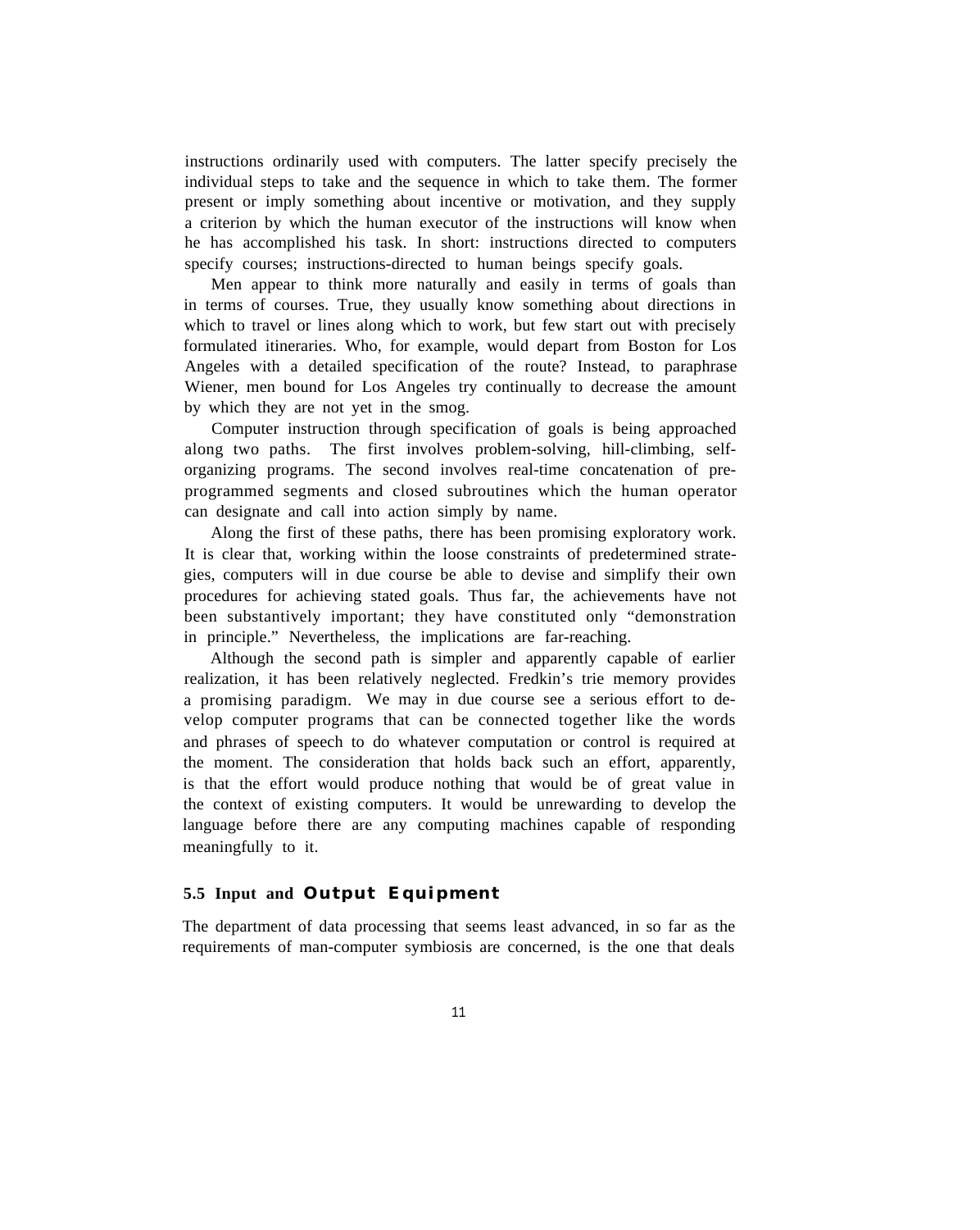instructions ordinarily used with computers. The latter specify precisely the individual steps to take and the sequence in which to take them. The former present or imply something about incentive or motivation, and they supply a criterion by which the human executor of the instructions will know when he has accomplished his task. In short: instructions directed to computers specify courses; instructions-directed to human beings specify goals.

Men appear to think more naturally and easily in terms of goals than in terms of courses. True, they usually know something about directions in which to travel or lines along which to work, but few start out with precisely formulated itineraries. Who, for example, would depart from Boston for Los Angeles with a detailed specification of the route? Instead, to paraphrase Wiener, men bound for Los Angeles try continually to decrease the amount by which they are not yet in the smog.

Computer instruction through specification of goals is being approached along two paths. The first involves problem-solving, hill-climbing, self-organizing programs. The second involves real-time concatenation of pre-programmed segments and closed subroutines which the human operator can designate and call into action simply by name.

Along the first of these paths, there has been promising exploratory work. It is clear that, working within the loose constraints of predetermined strategies, computers will in due course be able to devise and simplify their own procedures for achieving stated goals. Thus far, the achievements have not been substantively important; they have constituted only "demonstration in principle." Nevertheless, the implications are far-reaching.

Although the second path is simpler and apparently capable of earlier realization, it has been relatively neglected. Fredkin's trie memory provides a promising paradigm. We may in due course see a serious effort to develop computer programs that can be connected together like the words and phrases of speech to do whatever computation or control is required at the moment. The consideration that holds back such an effort, apparently, is that the effort would produce nothing that would be of great value in the context of existing computers. It would be unrewarding to develop the language before there are any computing machines capable of responding meaningfully to it.

### 5.5 Input and Output Equipment

The department of data processing that seems least advanced, in so far as the requirements of man-computer symbiosis are concerned, is the one that deals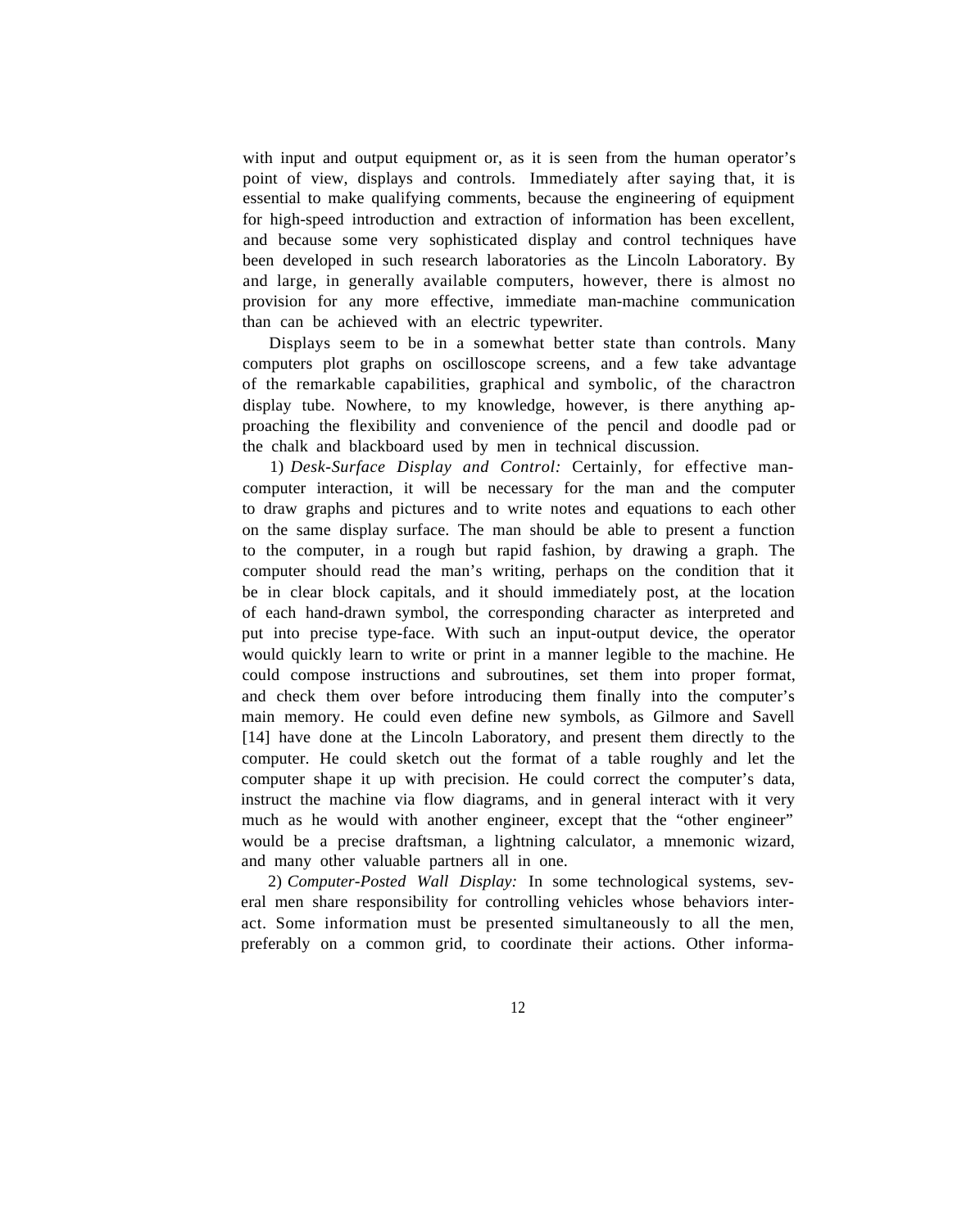with input and output equipment or, as it is seen from the human operator's point of view, displays and controls. Immediately after saying that, it is essential to make qualifying comments, because the engineering of equipment for high-speed introduction and extraction of information has been excellent, and because some very sophisticated display and control techniques have been developed in such research laboratories as the Lincoln Laboratory. By and large, in generally available computers, however, there is almost no provision for any more effective, immediate man-machine communication than can be achieved with an electric typewriter.

Displays seem to be in a somewhat better state than controls. Many computers plot graphs on oscilloscope screens, and a few take advantage of the remarkable capabilities, graphical and symbolic, of the charactron display tube. Nowhere, to my knowledge, however, is there anything approaching the flexibility and convenience of the pencil and doodle pad or the chalk and blackboard used by men in technical discussion.

1) *Desk-Surface Display and Control:* Certainly, for effective man-computer interaction, it will be necessary for the man and the computer to draw graphs and pictures and to write notes and equations to each other on the same display surface. The man should be able to present a function to the computer, in a rough but rapid fashion, by drawing a graph. The computer should read the man's writing, perhaps on the condition that it be in clear block capitals, and it should immediately post, at the location of each hand-drawn symbol, the corresponding character as interpreted and put into precise type-face. With such an input-output device, the operator would quickly learn to write or print in a manner legible to the machine. He could compose instructions and subroutines, set them into proper format, and check them over before introducing them finally into the computer's main memory. He could even define new symbols, as Gilmore and Savell [14] have done at the Lincoln Laboratory, and present them directly to the computer. He could sketch out the format of a table roughly and let the computer shape it up with precision. He could correct the computer's data, instruct the machine via flow diagrams, and in general interact with it very much as he would with another engineer, except that the "other engineer" would be a precise draftsman, a lightning calculator, a mnemonic wizard, and many other valuable partners all in one.

2) *Computer-Posted Wall Display:* In some technological systems, several men share responsibility for controlling vehicles whose behaviors interact. Some information must be presented simultaneously to all the men, preferably on a common grid, to coordinate their actions. Other informa-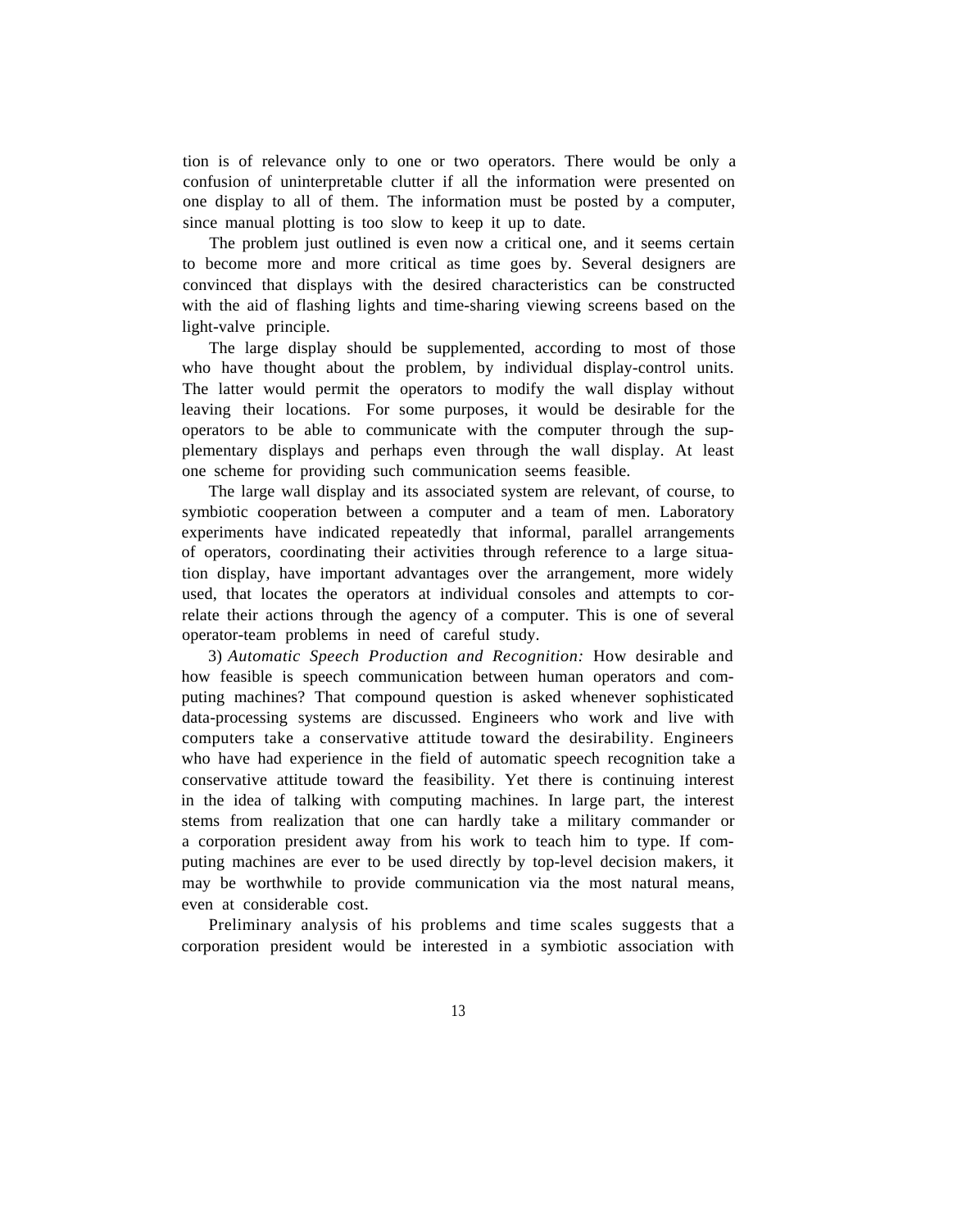tion is of relevance only to one or two operators. There would be only a confusion of uninterpretable clutter if all the information were presented on one display to all of them. The information must be posted by a computer, since manual plotting is too slow to keep it up to date.

The problem just outlined is even now a critical one, and it seems certain to become more and more critical as time goes by. Several designers are convinced that displays with the desired characteristics can be constructed with the aid of flashing lights and time-sharing viewing screens based on the light-valve principle.

The large display should be supplemented, according to most of those who have thought about the problem, by individual display-control units. The latter would permit the operators to modify the wall display without leaving their locations. For some purposes, it would be desirable for the operators to be able to communicate with the computer through the supplementary displays and perhaps even through the wall display. At least one scheme for providing such communication seems feasible.

The large wall display and its associated system are relevant, of course, to symbiotic cooperation between a computer and a team of men. Laboratory experiments have indicated repeatedly that informal, parallel arrangements of operators, coordinating their activities through reference to a large situation display, have important advantages over the arrangement, more widely used, that locates the operators at individual consoles and attempts to correlate their actions through the agency of a computer. This is one of several operator-team problems in need of careful study.

3) *Automatic Speech Production and Recognition:* How desirable and how feasible is speech communication between human operators and computing machines? That compound question is asked whenever sophisticated data-processing systems are discussed. Engineers who work and live with computers take a conservative attitude toward the desirability. Engineers who have had experience in the field of automatic speech recognition take a conservative attitude toward the feasibility. Yet there is continuing interest in the idea of talking with computing machines. In large part, the interest stems from realization that one can hardly take a military commander or a corporation president away from his work to teach him to type. If computing machines are ever to be used directly by top-level decision makers, it may be worthwhile to provide communication via the most natural means, even at considerable cost.

Preliminary analysis of his problems and time scales suggests that a corporation president would be interested in a symbiotic association with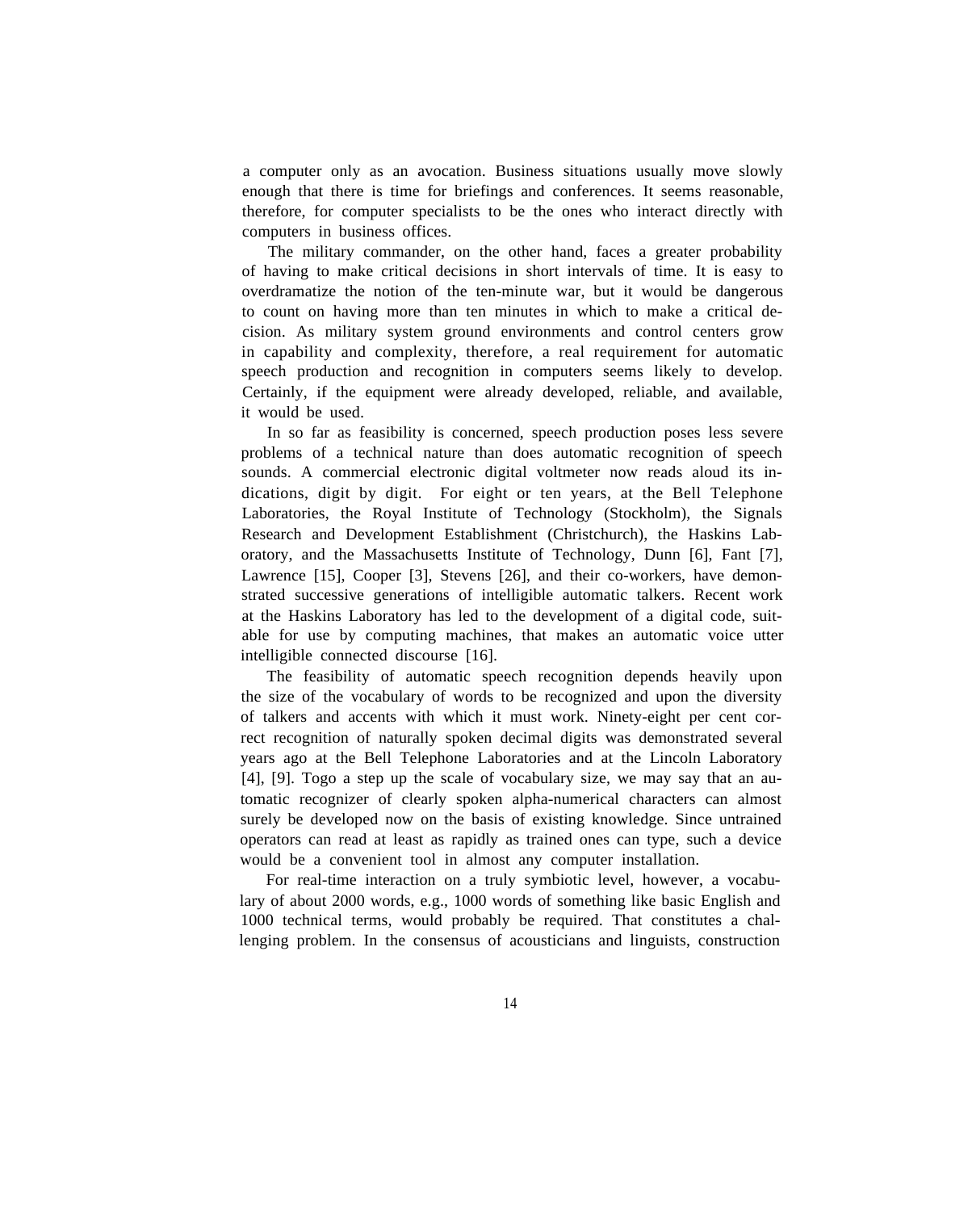a computer only as an avocation. Business situations usually move slowly enough that there is time for briefings and conferences. It seems reasonable, therefore, for computer specialists to be the ones who interact directly with computers in business offices.

The military commander, on the other hand, faces a greater probability of having to make critical decisions in short intervals of time. It is easy to overdramatize the notion of the ten-minute war, but it would be dangerous to count on having more than ten minutes in which to make a critical decision. As military system ground environments and control centers grow in capability and complexity, therefore, a real requirement for automatic speech production and recognition in computers seems likely to develop. Certainly, if the equipment were already developed, reliable, and available, it would be used.

In so far as feasibility is concerned, speech production poses less severe problems of a technical nature than does automatic recognition of speech sounds. A commercial electronic digital voltmeter now reads aloud its indications, digit by digit. For eight or ten years, at the Bell Telephone Laboratories, the Royal Institute of Technology (Stockholm), the Signals Research and Development Establishment (Christchurch), the Haskins Laboratory, and the Massachusetts Institute of Technology, Dunn [6], Fant [7], Lawrence [15], Cooper [3], Stevens [26], and their co-workers, have demonstrated successive generations of intelligible automatic talkers. Recent work at the Haskins Laboratory has led to the development of a digital code, suitable for use by computing machines, that makes an automatic voice utter intelligible connected discourse [16].

The feasibility of automatic speech recognition depends heavily upon the size of the vocabulary of words to be recognized and upon the diversity of talkers and accents with which it must work. Ninety-eight per cent correct recognition of naturally spoken decimal digits was demonstrated several years ago at the Bell Telephone Laboratories and at the Lincoln Laboratory [4], [9]. Togo a step up the scale of vocabulary size, we may say that an automatic recognizer of clearly spoken alpha-numerical characters can almost surely be developed now on the basis of existing knowledge. Since untrained operators can read at least as rapidly as trained ones can type, such a device would be a convenient tool in almost any computer installation.

For real-time interaction on a truly symbiotic level, however, a vocabulary of about 2000 words, e.g., 1000 words of something like basic English and 1000 technical terms, would probably be required. That constitutes a challenging problem. In the consensus of acousticians and linguists, construction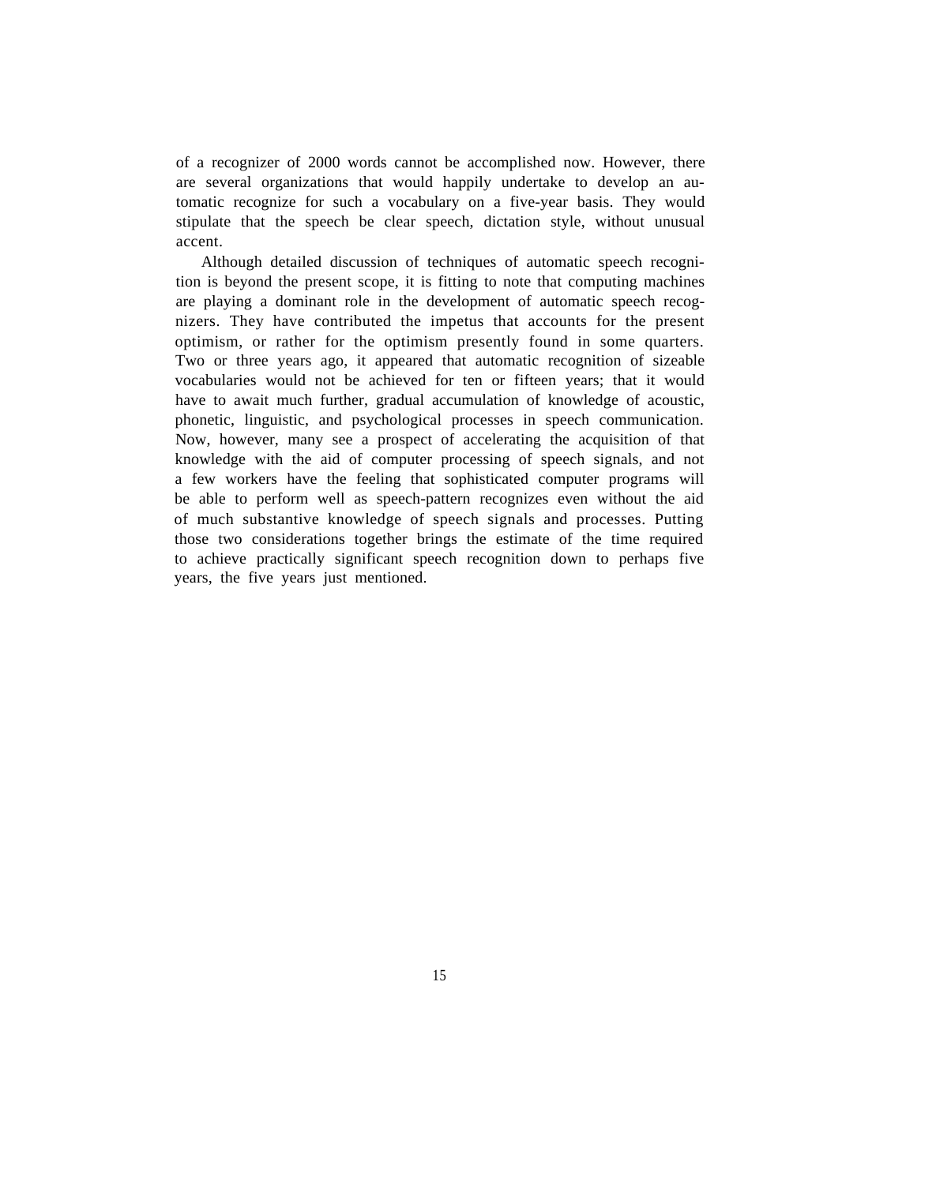of a recognizer of 2000 words cannot be accomplished now. However, there are several organizations that would happily undertake to develop an automatic recognize for such a vocabulary on a five-year basis. They would stipulate that the speech be clear speech, dictation style, without unusual accent.

Although detailed discussion of techniques of automatic speech recognition is beyond the present scope, it is fitting to note that computing machines are playing a dominant role in the development of automatic speech recognizers. They have contributed the impetus that accounts for the present optimism, or rather for the optimism presently found in some quarters. Two or three years ago, it appeared that automatic recognition of sizeable vocabularies would not be achieved for ten or fifteen years; that it would have to await much further, gradual accumulation of knowledge of acoustic, phonetic, linguistic, and psychological processes in speech communication. Now, however, many see a prospect of accelerating the acquisition of that knowledge with the aid of computer processing of speech signals, and not a few workers have the feeling that sophisticated computer programs will be able to perform well as speech-pattern recognizes even without the aid of much substantive knowledge of speech signals and processes. Putting those two considerations together brings the estimate of the time required to achieve practically significant speech recognition down to perhaps five years, the five years just mentioned.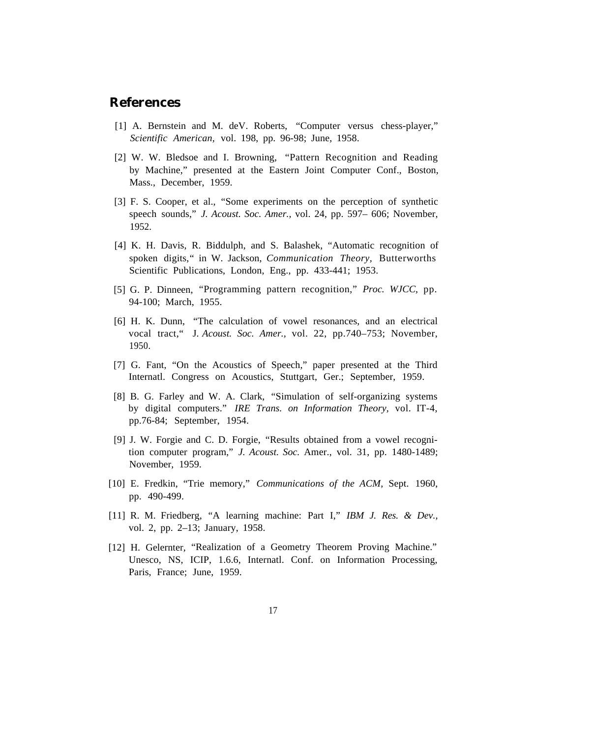## References

[1] A. Bernstein and M. deV. Roberts, "Computer versus chess-player," *Scientific American*, vol. 198, pp. 96-98; June, 1958.

[2] W. W. Bledsoe and I. Browning, "Pattern Recognition and Reading by Machine," presented at the Eastern Joint Computer Conf., Boston, Mass., December, 1959.

[3] F. S. Cooper, et al., "Some experiments on the perception of synthetic speech sounds," *J. Acoust. Soc. Amer.*, vol. 24, pp. 597– 606; November, 1952.

[4] K. H. Davis, R. Biddulph, and S. Balashek, "Automatic recognition of spoken digits," in W. Jackson, *Communication Theory*, Butterworths Scientific Publications, London, Eng., pp. 433-441; 1953.

[5] G. P. Dinneen, "Programming pattern recognition," *Proc. WJCC*, pp. 94-100; March, 1955.

[6] H. K. Dunn, "The calculation of vowel resonances, and an electrical vocal tract," J. *Acoust. Soc. Amer.*, vol. 22, pp.740–753; November, 1950.

[7] G. Fant, "On the Acoustics of Speech," paper presented at the Third Internatl. Congress on Acoustics, Stuttgart, Ger.; September, 1959.

[8] B. G. Farley and W. A. Clark, "Simulation of self-organizing systems by digital computers." *IRE Trans. on Information Theory*, vol. IT-4, pp.76-84; September, 1954.

[9] J. W. Forgie and C. D. Forgie, "Results obtained from a vowel recognition computer program," *J. Acoust. Soc.* Amer., vol. 31, pp. 1480-1489; November, 1959.

[10] E. Fredkin, "Trie memory," *Communications of the ACM*, Sept. 1960, pp. 490-499.

[11] R. M. Friedberg, "A learning machine: Part I," *IBM J. Res. & Dev.*, vol. 2, pp. 2–13; January, 1958.

[12] H. Gelernter, "Realization of a Geometry Theorem Proving Machine." Unesco, NS, ICIP, 1.6.6, Internatl. Conf. on Information Processing, Paris, France; June, 1959.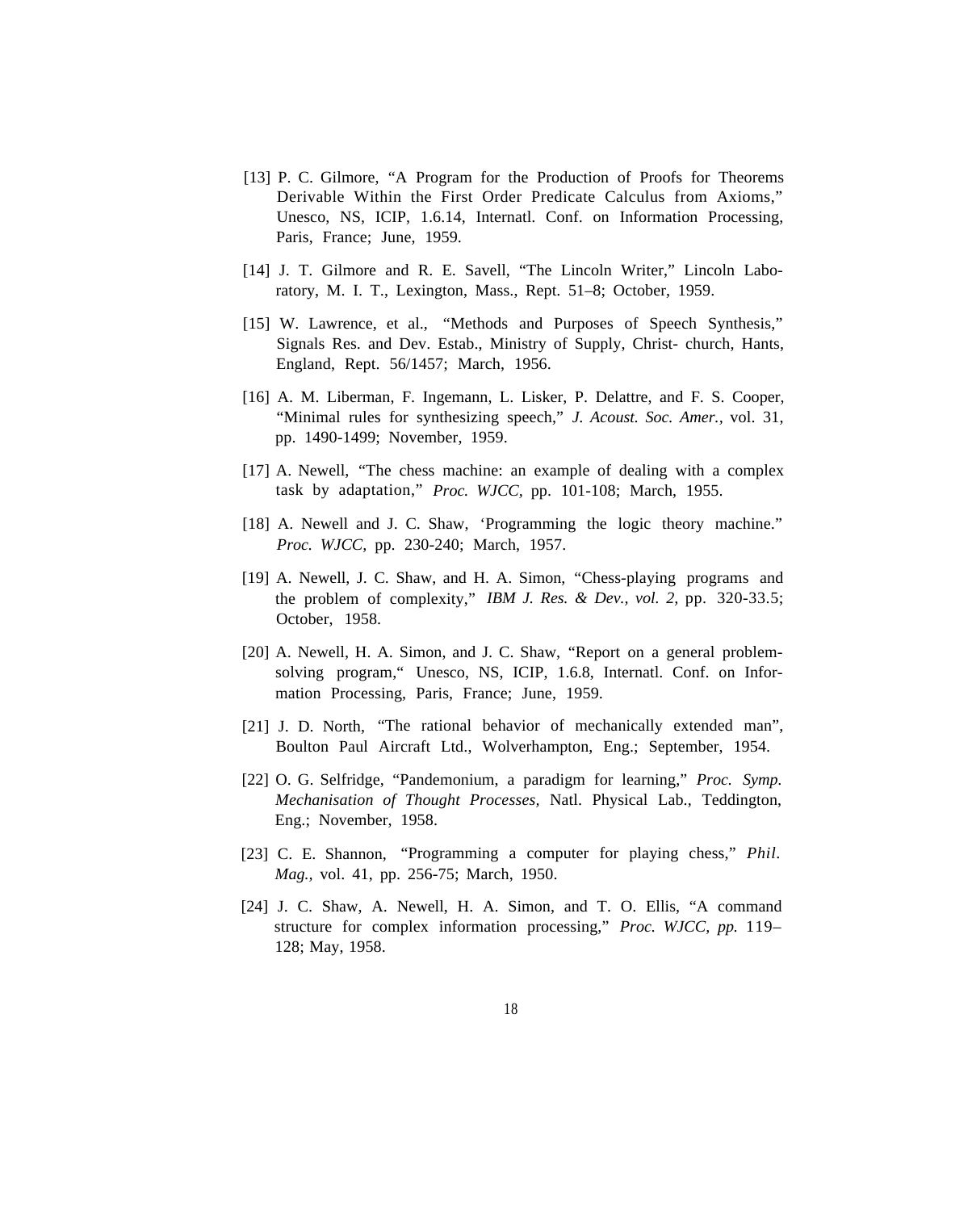[13] P. C. Gilmore, "A Program for the Production of Proofs for Theorems Derivable Within the First Order Predicate Calculus from Axioms," Unesco, NS, ICIP, 1.6.14, Internatl. Conf. on Information Processing, Paris, France; June, 1959.

[14] J. T. Gilmore and R. E. Savell, "The Lincoln Writer," Lincoln Laboratory, M. I. T., Lexington, Mass., Rept. 51–8; October, 1959.

[15] W. Lawrence, et al., "Methods and Purposes of Speech Synthesis," Signals Res. and Dev. Estab., Ministry of Supply, Christ- church, Hants, England, Rept. 56/1457; March, 1956.

[16] A. M. Liberman, F. Ingemann, L. Lisker, P. Delattre, and F. S. Cooper, "Minimal rules for synthesizing speech," *J. Acoust. Soc. Amer.*, vol. 31, pp. 1490-1499; November, 1959.

[17] A. Newell, "The chess machine: an example of dealing with a complex task by adaptation," *Proc. WJCC*, pp. 101-108; March, 1955.

[18] A. Newell and J. C. Shaw, 'Programming the logic theory machine." *Proc. WJCC*, pp. 230-240; March, 1957.

[19] A. Newell, J. C. Shaw, and H. A. Simon, "Chess-playing programs and the problem of complexity," *IBM J. Res. & Dev., vol. 2,* pp. 320-33.5; October, 1958.

[20] A. Newell, H. A. Simon, and J. C. Shaw, "Report on a general problem-solving program," Unesco, NS, ICIP, 1.6.8, Internatl. Conf. on Information Processing, Paris, France; June, 1959.

[21] J. D. North, "The rational behavior of mechanically extended man", Boulton Paul Aircraft Ltd., Wolverhampton, Eng.; September, 1954.

[22] O. G. Selfridge, "Pandemonium, a paradigm for learning," *Proc. Symp. Mechanisation of Thought Processes,* Natl. Physical Lab., Teddington, Eng.; November, 1958.

[23] C. E. Shannon, "Programming a computer for playing chess," *Phil. Mag.,* vol. 41, pp. 256-75; March, 1950.

[24] J. C. Shaw, A. Newell, H. A. Simon, and T. O. Ellis, "A command structure for complex information processing," *Proc. WJCC, pp.* 119–128; May, 1958.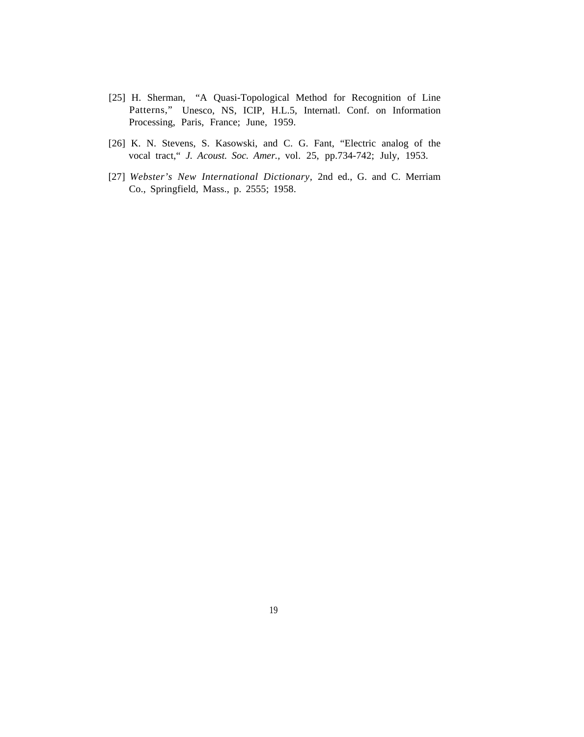[25] H. Sherman, "A Quasi-Topological Method for Recognition of Line Patterns," Unesco, NS, ICIP, H.L.5, Internatl. Conf. on Information Processing, Paris, France; June, 1959.

[26] K. N. Stevens, S. Kasowski, and C. G. Fant, "Electric analog of the vocal tract," *J. Acoust. Soc. Amer.*, vol. 25, pp.734-742; July, 1953.

[27] *Webster's New International Dictionary*, 2nd ed., G. and C. Merriam Co., Springfield, Mass., p. 2555; 1958.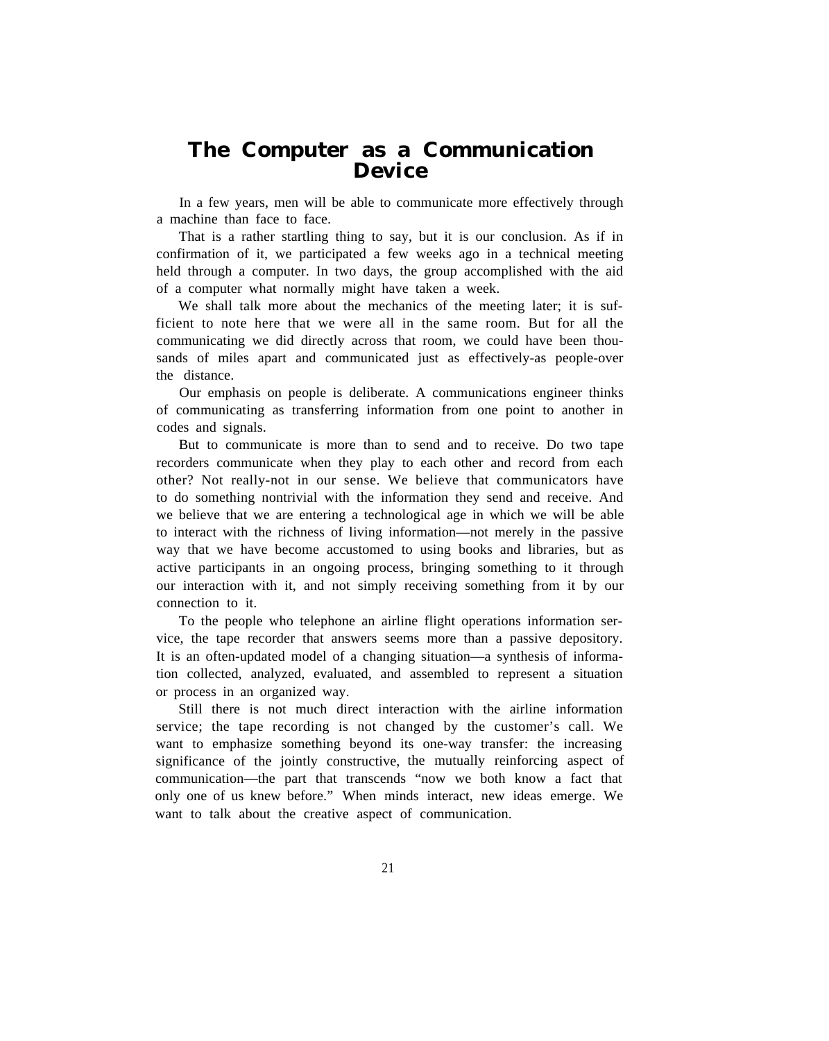# The Computer as a Communication Device

In a few years, men will be able to communicate more effectively through a machine than face to face.

That is a rather startling thing to say, but it is our conclusion. As if in confirmation of it, we participated a few weeks ago in a technical meeting held through a computer. In two days, the group accomplished with the aid of a computer what normally might have taken a week.

We shall talk more about the mechanics of the meeting later; it is sufficient to note here that we were all in the same room. But for all the communicating we did directly across that room, we could have been thousands of miles apart and communicated just as effectively-as people-over the distance.

Our emphasis on people is deliberate. A communications engineer thinks of communicating as transferring information from one point to another in codes and signals.

But to communicate is more than to send and to receive. Do two tape recorders communicate when they play to each other and record from each other? Not really-not in our sense. We believe that communicators have to do something nontrivial with the information they send and receive. And we believe that we are entering a technological age in which we will be able to interact with the richness of living information—not merely in the passive way that we have become accustomed to using books and libraries, but as active participants in an ongoing process, bringing something to it through our interaction with it, and not simply receiving something from it by our connection to it.

To the people who telephone an airline flight operations information service, the tape recorder that answers seems more than a passive depository. It is an often-updated model of a changing situation—a synthesis of information collected, analyzed, evaluated, and assembled to represent a situation or process in an organized way.

Still there is not much direct interaction with the airline information service; the tape recording is not changed by the customer's call. We want to emphasize something beyond its one-way transfer: the increasing significance of the jointly constructive, the mutually reinforcing aspect of communication—the part that transcends "now we both know a fact that only one of us knew before." When minds interact, new ideas emerge. We want to talk about the creative aspect of communication.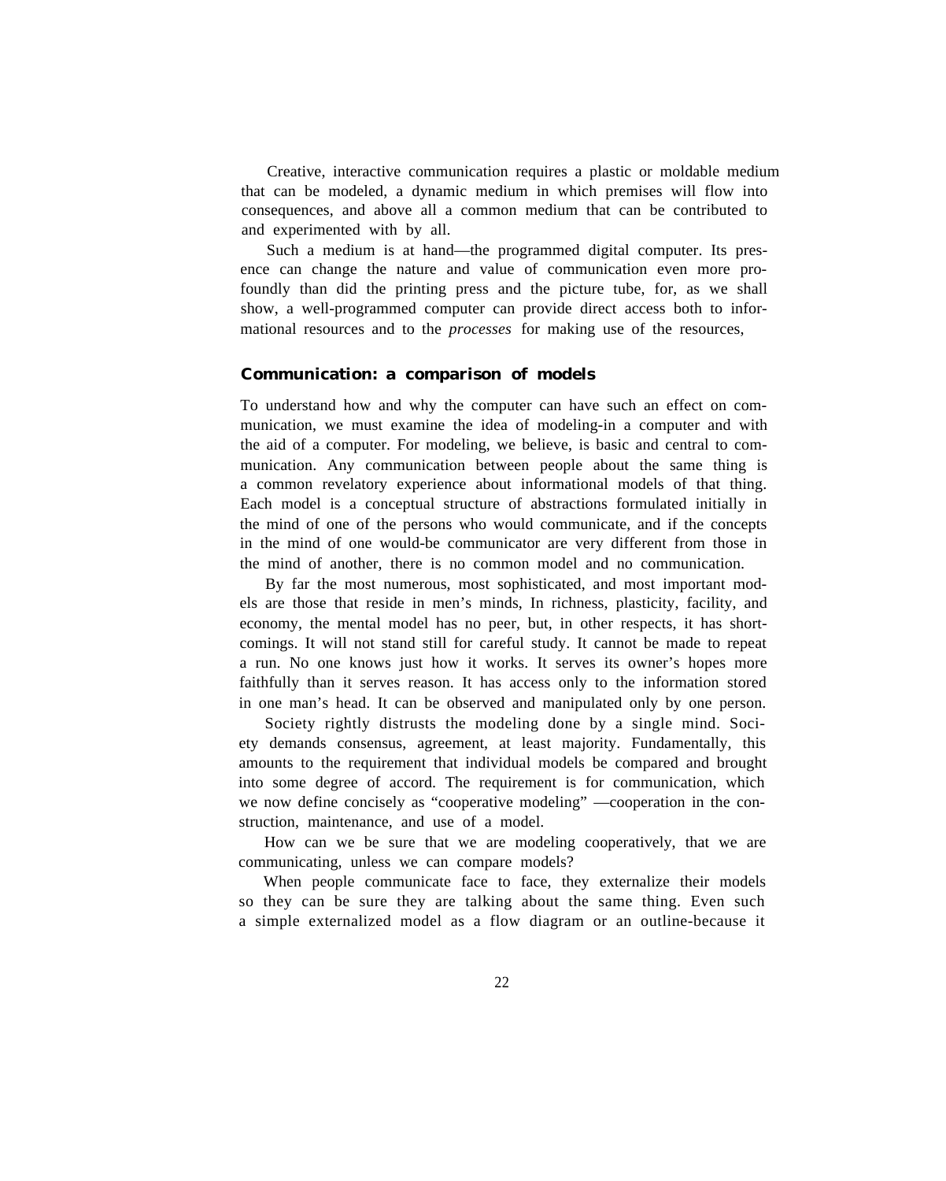Creative, interactive communication requires a plastic or moldable medium that can be modeled, a dynamic medium in which premises will flow into consequences, and above all a common medium that can be contributed to and experimented with by all.

Such a medium is at hand—the programmed digital computer. Its presence can change the nature and value of communication even more profoundly than did the printing press and the picture tube, for, as we shall show, a well-programmed computer can provide direct access both to informational resources and to the *processes* for making use of the resources,

### Communication: a comparison of models

To understand how and why the computer can have such an effect on communication, we must examine the idea of modeling-in a computer and with the aid of a computer. For modeling, we believe, is basic and central to communication. Any communication between people about the same thing is a common revelatory experience about informational models of that thing. Each model is a conceptual structure of abstractions formulated initially in the mind of one of the persons who would communicate, and if the concepts in the mind of one would-be communicator are very different from those in the mind of another, there is no common model and no communication.

By far the most numerous, most sophisticated, and most important models are those that reside in men's minds, In richness, plasticity, facility, and economy, the mental model has no peer, but, in other respects, it has shortcomings. It will not stand still for careful study. It cannot be made to repeat a run. No one knows just how it works. It serves its owner's hopes more faithfully than it serves reason. It has access only to the information stored in one man's head. It can be observed and manipulated only by one person.

Society rightly distrusts the modeling done by a single mind. Society demands consensus, agreement, at least majority. Fundamentally, this amounts to the requirement that individual models be compared and brought into some degree of accord. The requirement is for communication, which we now define concisely as "cooperative modeling" —cooperation in the construction, maintenance, and use of a model.

How can we be sure that we are modeling cooperatively, that we are communicating, unless we can compare models?

When people communicate face to face, they externalize their models so they can be sure they are talking about the same thing. Even such a simple externalized model as a flow diagram or an outline-because it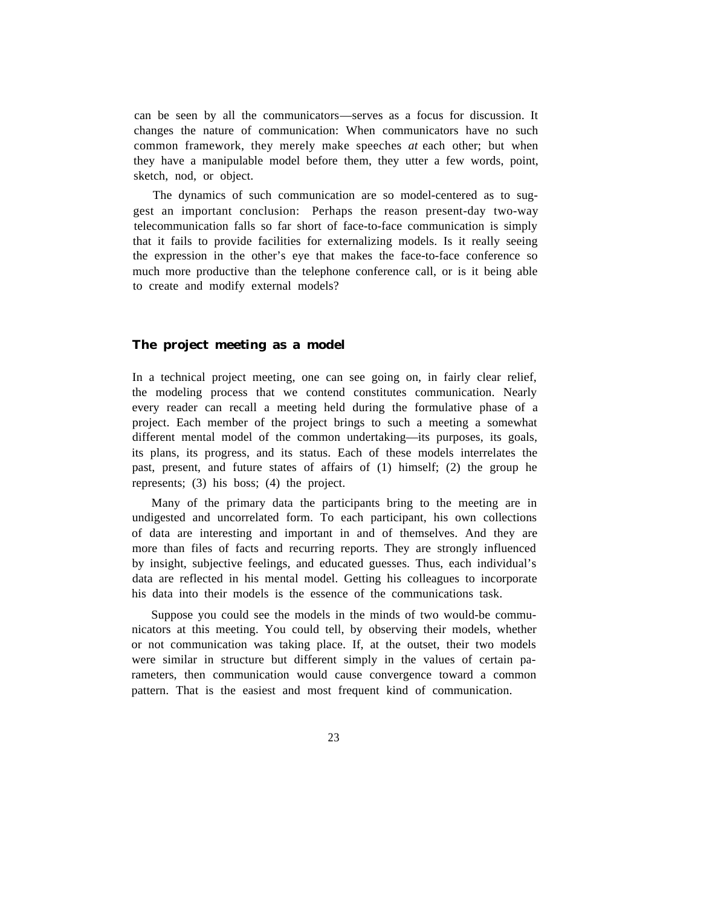can be seen by all the communicators—serves as a focus for discussion. It changes the nature of communication: When communicators have no such common framework, they merely make speeches *at* each other; but when they have a manipulable model before them, they utter a few words, point, sketch, nod, or object.

The dynamics of such communication are so model-centered as to suggest an important conclusion: Perhaps the reason present-day two-way telecommunication falls so far short of face-to-face communication is simply that it fails to provide facilities for externalizing models. Is it really seeing the expression in the other's eye that makes the face-to-face conference so much more productive than the telephone conference call, or is it being able to create and modify external models?

### The project meeting as a model

In a technical project meeting, one can see going on, in fairly clear relief, the modeling process that we contend constitutes communication. Nearly every reader can recall a meeting held during the formulative phase of a project. Each member of the project brings to such a meeting a somewhat different mental model of the common undertaking—its purposes, its goals, its plans, its progress, and its status. Each of these models interrelates the past, present, and future states of affairs of (1) himself; (2) the group he represents; (3) his boss; (4) the project.

Many of the primary data the participants bring to the meeting are in undigested and uncorrelated form. To each participant, his own collections of data are interesting and important in and of themselves. And they are more than files of facts and recurring reports. They are strongly influenced by insight, subjective feelings, and educated guesses. Thus, each individual's data are reflected in his mental model. Getting his colleagues to incorporate his data into their models is the essence of the communications task.

Suppose you could see the models in the minds of two would-be communicators at this meeting. You could tell, by observing their models, whether or not communication was taking place. If, at the outset, their two models were similar in structure but different simply in the values of certain parameters, then communication would cause convergence toward a common pattern. That is the easiest and most frequent kind of communication.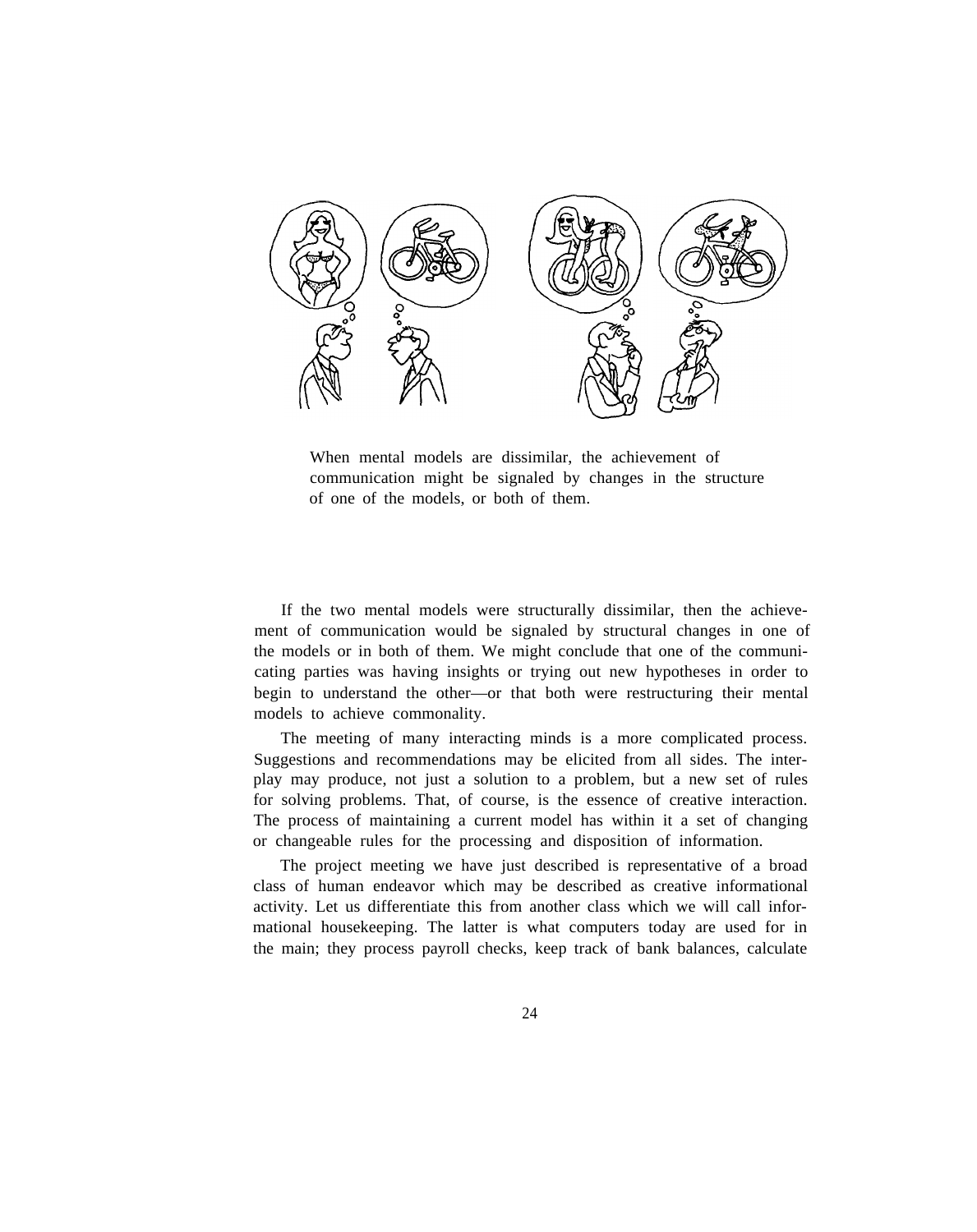When mental models are dissimilar, the achievement of communication might be signaled by changes in the structure of one of the models, or both of them.

If the two mental models were structurally dissimilar, then the achievement of communication would be signaled by structural changes in one of the models or in both of them. We might conclude that one of the communicating parties was having insights or trying out new hypotheses in order to begin to understand the other—or that both were restructuring their mental models to achieve commonality.

The meeting of many interacting minds is a more complicated process. Suggestions and recommendations may be elicited from all sides. The interplay may produce, not just a solution to a problem, but a new set of rules for solving problems. That, of course, is the essence of creative interaction. The process of maintaining a current model has within it a set of changing or changeable rules for the processing and disposition of information.

The project meeting we have just described is representative of a broad class of human endeavor which may be described as creative informational activity. Let us differentiate this from another class which we will call informational housekeeping. The latter is what computers today are used for in the main; they process payroll checks, keep track of bank balances, calculate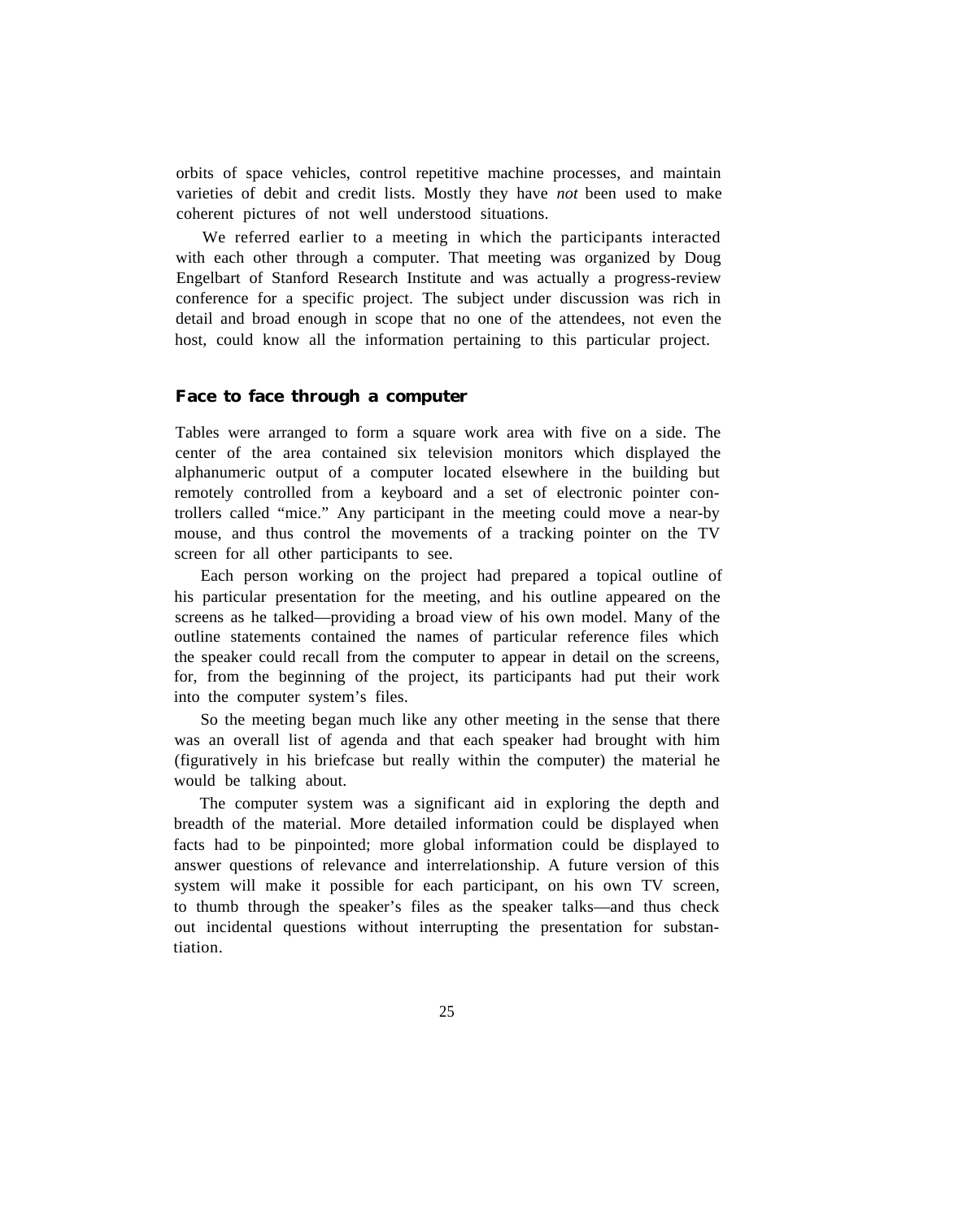orbits of space vehicles, control repetitive machine processes, and maintain varieties of debit and credit lists. Mostly they have *not* been used to make coherent pictures of not well understood situations.

We referred earlier to a meeting in which the participants interacted with each other through a computer. That meeting was organized by Doug Engelbart of Stanford Research Institute and was actually a progress-review conference for a specific project. The subject under discussion was rich in detail and broad enough in scope that no one of the attendees, not even the host, could know all the information pertaining to this particular project.

### Face to face through a computer

Tables were arranged to form a square work area with five on a side. The center of the area contained six television monitors which displayed the alphanumeric output of a computer located elsewhere in the building but remotely controlled from a keyboard and a set of electronic pointer controllers called "mice." Any participant in the meeting could move a near-by mouse, and thus control the movements of a tracking pointer on the TV screen for all other participants to see.

Each person working on the project had prepared a topical outline of his particular presentation for the meeting, and his outline appeared on the screens as he talked—providing a broad view of his own model. Many of the outline statements contained the names of particular reference files which the speaker could recall from the computer to appear in detail on the screens, for, from the beginning of the project, its participants had put their work into the computer system's files.

So the meeting began much like any other meeting in the sense that there was an overall list of agenda and that each speaker had brought with him (figuratively in his briefcase but really within the computer) the material he would be talking about.

The computer system was a significant aid in exploring the depth and breadth of the material. More detailed information could be displayed when facts had to be pinpointed; more global information could be displayed to answer questions of relevance and interrelationship. A future version of this system will make it possible for each participant, on his own TV screen, to thumb through the speaker's files as the speaker talks—and thus check out incidental questions without interrupting the presentation for substantiation.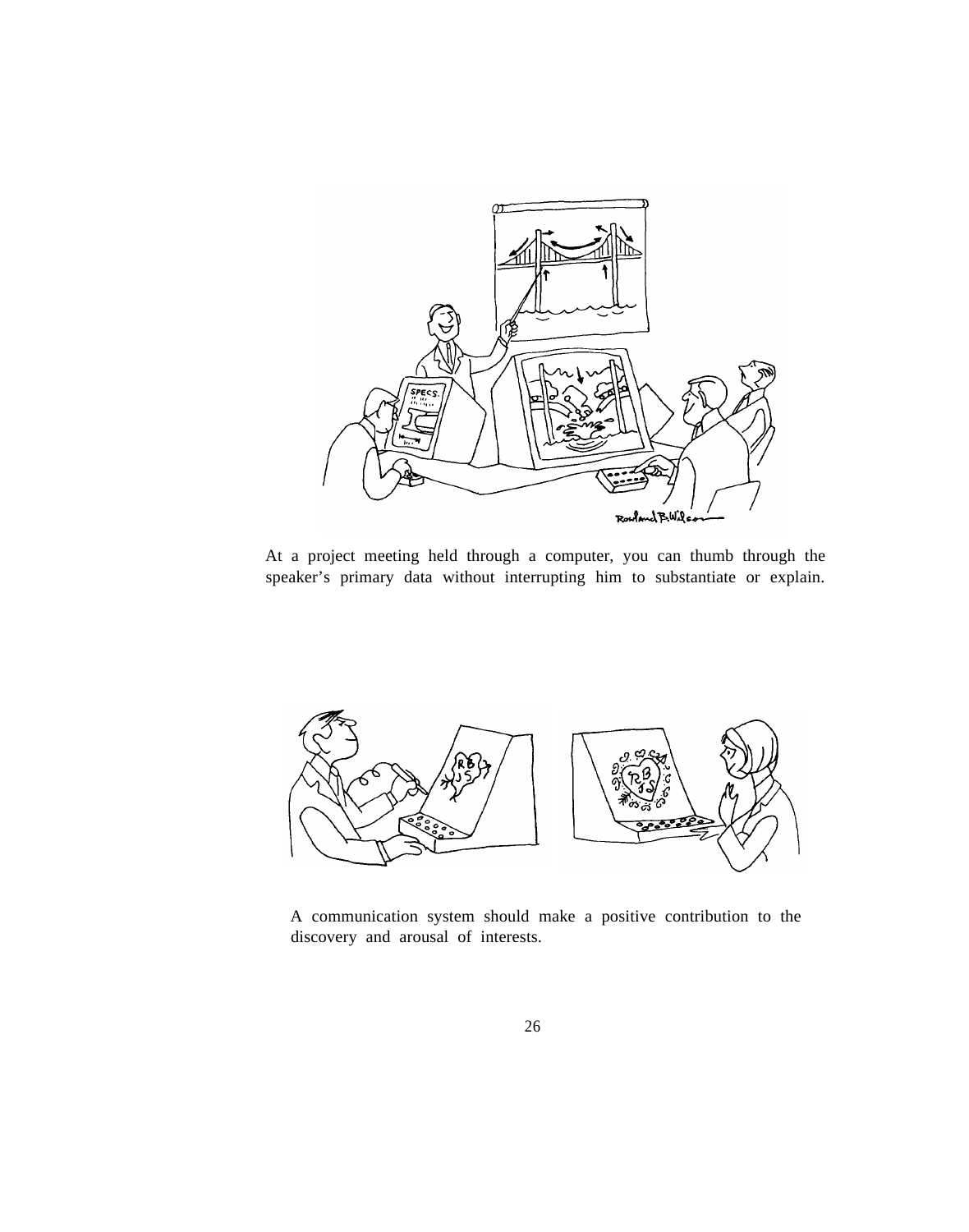At a project meeting held through a computer, you can thumb through the speaker's primary data without interrupting him to substantiate or explain.

A communication system should make a positive contribution to the discovery and arousal of interests.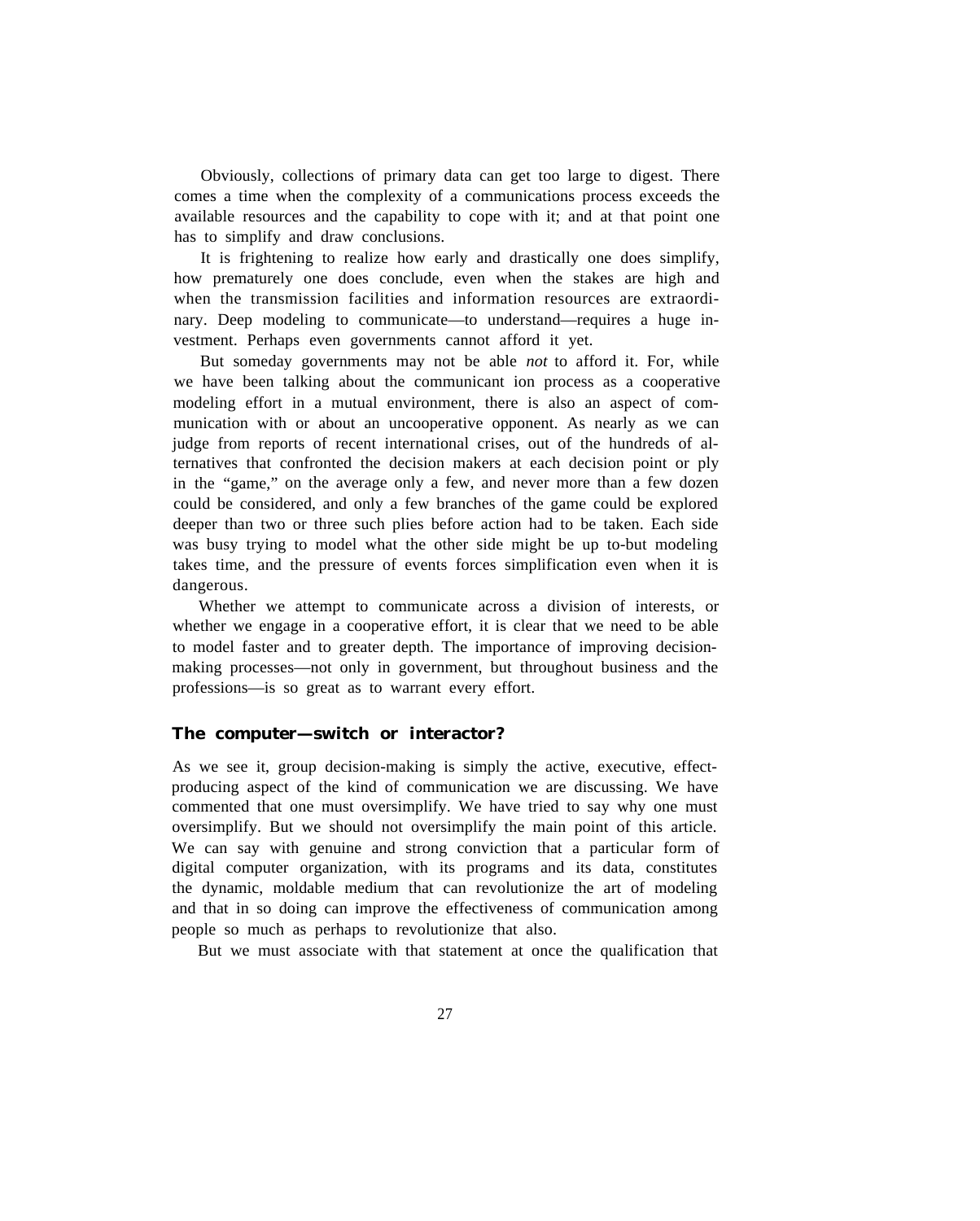Obviously, collections of primary data can get too large to digest. There comes a time when the complexity of a communications process exceeds the available resources and the capability to cope with it; and at that point one has to simplify and draw conclusions.

It is frightening to realize how early and drastically one does simplify, how prematurely one does conclude, even when the stakes are high and when the transmission facilities and information resources are extraordinary. Deep modeling to communicate—to understand—requires a huge investment. Perhaps even governments cannot afford it yet.

But someday governments may not be able *not* to afford it. For, while we have been talking about the communicant ion process as a cooperative modeling effort in a mutual environment, there is also an aspect of communication with or about an uncooperative opponent. As nearly as we can judge from reports of recent international crises, out of the hundreds of alternatives that confronted the decision makers at each decision point or ply in the "game," on the average only a few, and never more than a few dozen could be considered, and only a few branches of the game could be explored deeper than two or three such plies before action had to be taken. Each side was busy trying to model what the other side might be up to-but modeling takes time, and the pressure of events forces simplification even when it is dangerous.

Whether we attempt to communicate across a division of interests, or whether we engage in a cooperative effort, it is clear that we need to be able to model faster and to greater depth. The importance of improving decision-making processes—not only in government, but throughout business and the professions—is so great as to warrant every effort.

## The computer—switch or interactor?

As we see it, group decision-making is simply the active, executive, effect-producing aspect of the kind of communication we are discussing. We have commented that one must oversimplify. We have tried to say why one must oversimplify. But we should not oversimplify the main point of this article. We can say with genuine and strong conviction that a particular form of digital computer organization, with its programs and its data, constitutes the dynamic, moldable medium that can revolutionize the art of modeling and that in so doing can improve the effectiveness of communication among people so much as perhaps to revolutionize that also.

But we must associate with that statement at once the qualification that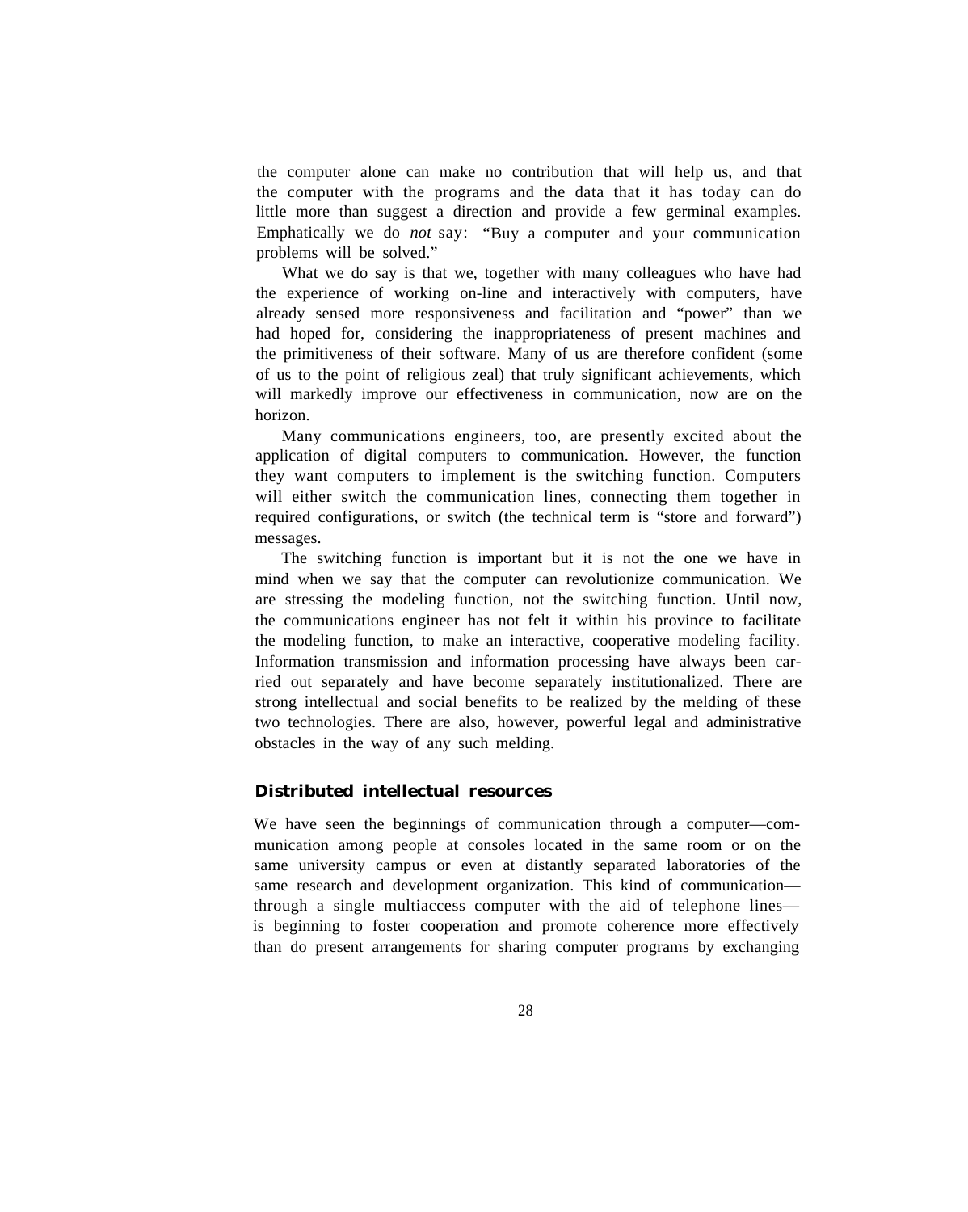the computer alone can make no contribution that will help us, and that the computer with the programs and the data that it has today can do little more than suggest a direction and provide a few germinal examples. Emphatically we do *not* say: "Buy a computer and your communication problems will be solved."

What we do say is that we, together with many colleagues who have had the experience of working on-line and interactively with computers, have already sensed more responsiveness and facilitation and "power" than we had hoped for, considering the inappropriateness of present machines and the primitiveness of their software. Many of us are therefore confident (some of us to the point of religious zeal) that truly significant achievements, which will markedly improve our effectiveness in communication, now are on the horizon.

Many communications engineers, too, are presently excited about the application of digital computers to communication. However, the function they want computers to implement is the switching function. Computers will either switch the communication lines, connecting them together in required configurations, or switch (the technical term is "store and forward") messages.

The switching function is important but it is not the one we have in mind when we say that the computer can revolutionize communication. We are stressing the modeling function, not the switching function. Until now, the communications engineer has not felt it within his province to facilitate the modeling function, to make an interactive, cooperative modeling facility. Information transmission and information processing have always been carried out separately and have become separately institutionalized. There are strong intellectual and social benefits to be realized by the melding of these two technologies. There are also, however, powerful legal and administrative obstacles in the way of any such melding.

## Distributed intellectual resources

We have seen the beginnings of communication through a computer—communication among people at consoles located in the same room or on the same university campus or even at distantly separated laboratories of the same research and development organization. This kind of communication—through a single multiaccess computer with the aid of telephone lines—is beginning to foster cooperation and promote coherence more effectively than do present arrangements for sharing computer programs by exchanging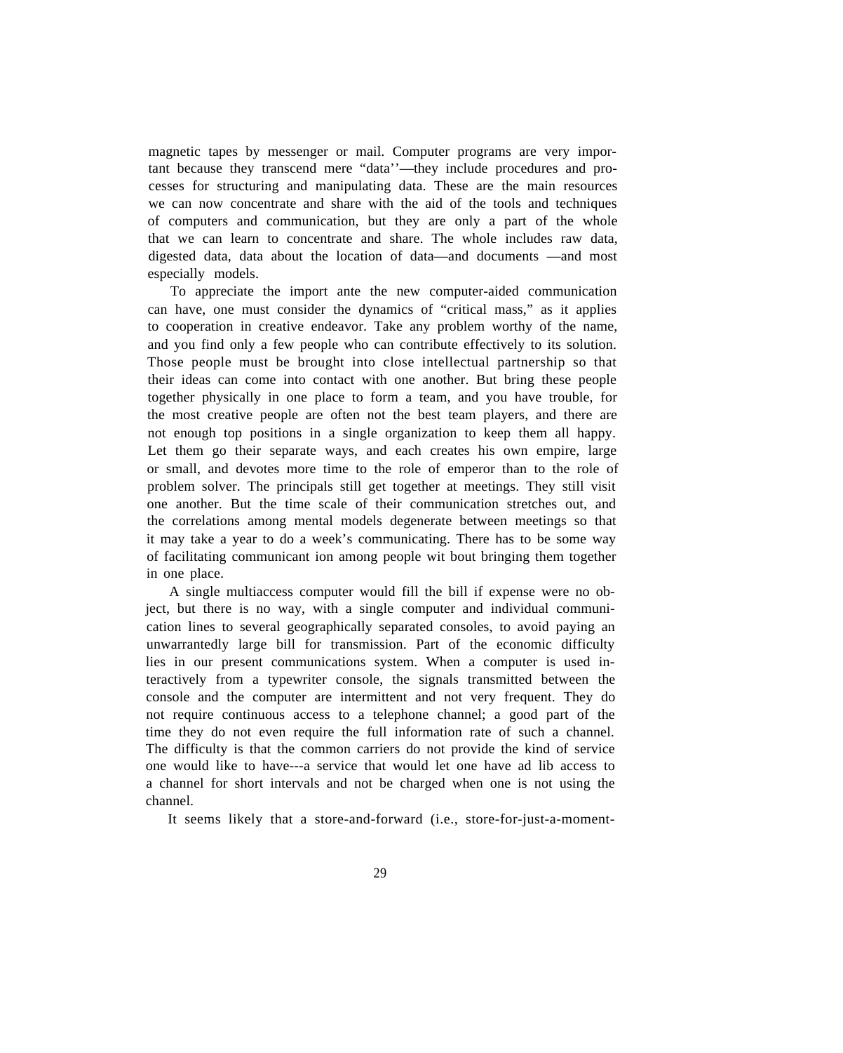magnetic tapes by messenger or mail. Computer programs are very important because they transcend mere "data''—they include procedures and processes for structuring and manipulating data. These are the main resources we can now concentrate and share with the aid of the tools and techniques of computers and communication, but they are only a part of the whole that we can learn to concentrate and share. The whole includes raw data, digested data, data about the location of data—and documents —and most especially models.

To appreciate the import ante the new computer-aided communication can have, one must consider the dynamics of "critical mass," as it applies to cooperation in creative endeavor. Take any problem worthy of the name, and you find only a few people who can contribute effectively to its solution. Those people must be brought into close intellectual partnership so that their ideas can come into contact with one another. But bring these people together physically in one place to form a team, and you have trouble, for the most creative people are often not the best team players, and there are not enough top positions in a single organization to keep them all happy. Let them go their separate ways, and each creates his own empire, large or small, and devotes more time to the role of emperor than to the role of problem solver. The principals still get together at meetings. They still visit one another. But the time scale of their communication stretches out, and the correlations among mental models degenerate between meetings so that it may take a year to do a week's communicating. There has to be some way of facilitating communicant ion among people wit bout bringing them together in one place.

A single multiaccess computer would fill the bill if expense were no object, but there is no way, with a single computer and individual communication lines to several geographically separated consoles, to avoid paying an unwarrantedly large bill for transmission. Part of the economic difficulty lies in our present communications system. When a computer is used interactively from a typewriter console, the signals transmitted between the console and the computer are intermittent and not very frequent. They do not require continuous access to a telephone channel; a good part of the time they do not even require the full information rate of such a channel. The difficulty is that the common carriers do not provide the kind of service one would like to have---a service that would let one have ad lib access to a channel for short intervals and not be charged when one is not using the channel.

It seems likely that a store-and-forward (i.e., store-for-just-a-moment-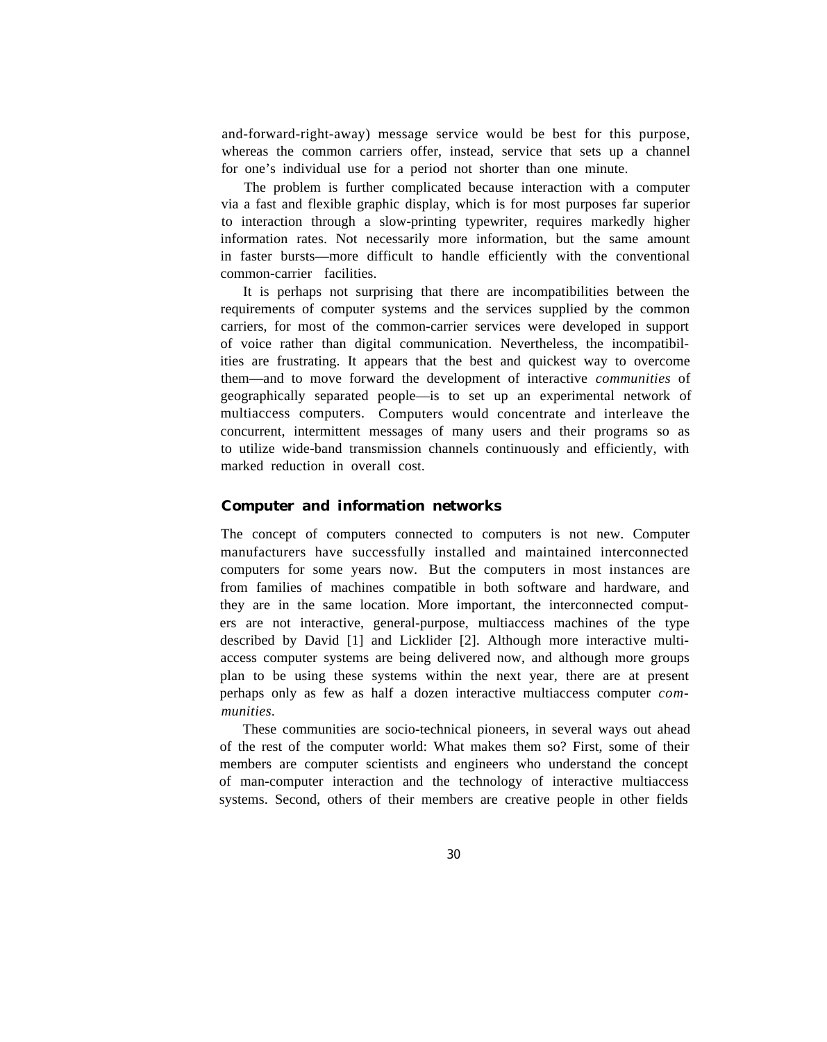and-forward-right-away) message service would be best for this purpose, whereas the common carriers offer, instead, service that sets up a channel for one's individual use for a period not shorter than one minute.

The problem is further complicated because interaction with a computer via a fast and flexible graphic display, which is for most purposes far superior to interaction through a slow-printing typewriter, requires markedly higher information rates. Not necessarily more information, but the same amount in faster bursts—more difficult to handle efficiently with the conventional common-carrier facilities.

It is perhaps not surprising that there are incompatibilities between the requirements of computer systems and the services supplied by the common carriers, for most of the common-carrier services were developed in support of voice rather than digital communication. Nevertheless, the incompatibilities are frustrating. It appears that the best and quickest way to overcome them—and to move forward the development of interactive *communities* of geographically separated people—is to set up an experimental network of multiaccess computers. Computers would concentrate and interleave the concurrent, intermittent messages of many users and their programs so as to utilize wide-band transmission channels continuously and efficiently, with marked reduction in overall cost.

## Computer and information networks

The concept of computers connected to computers is not new. Computer manufacturers have successfully installed and maintained interconnected computers for some years now. But the computers in most instances are from families of machines compatible in both software and hardware, and they are in the same location. More important, the interconnected computers are not interactive, general-purpose, multiaccess machines of the type described by David [1] and Licklider [2]. Although more interactive multiaccess computer systems are being delivered now, and although more groups plan to be using these systems within the next year, there are at present perhaps only as few as half a dozen interactive multiaccess computer *communities*.

These communities are socio-technical pioneers, in several ways out ahead of the rest of the computer world: What makes them so? First, some of their members are computer scientists and engineers who understand the concept of man-computer interaction and the technology of interactive multiaccess systems. Second, others of their members are creative people in other fields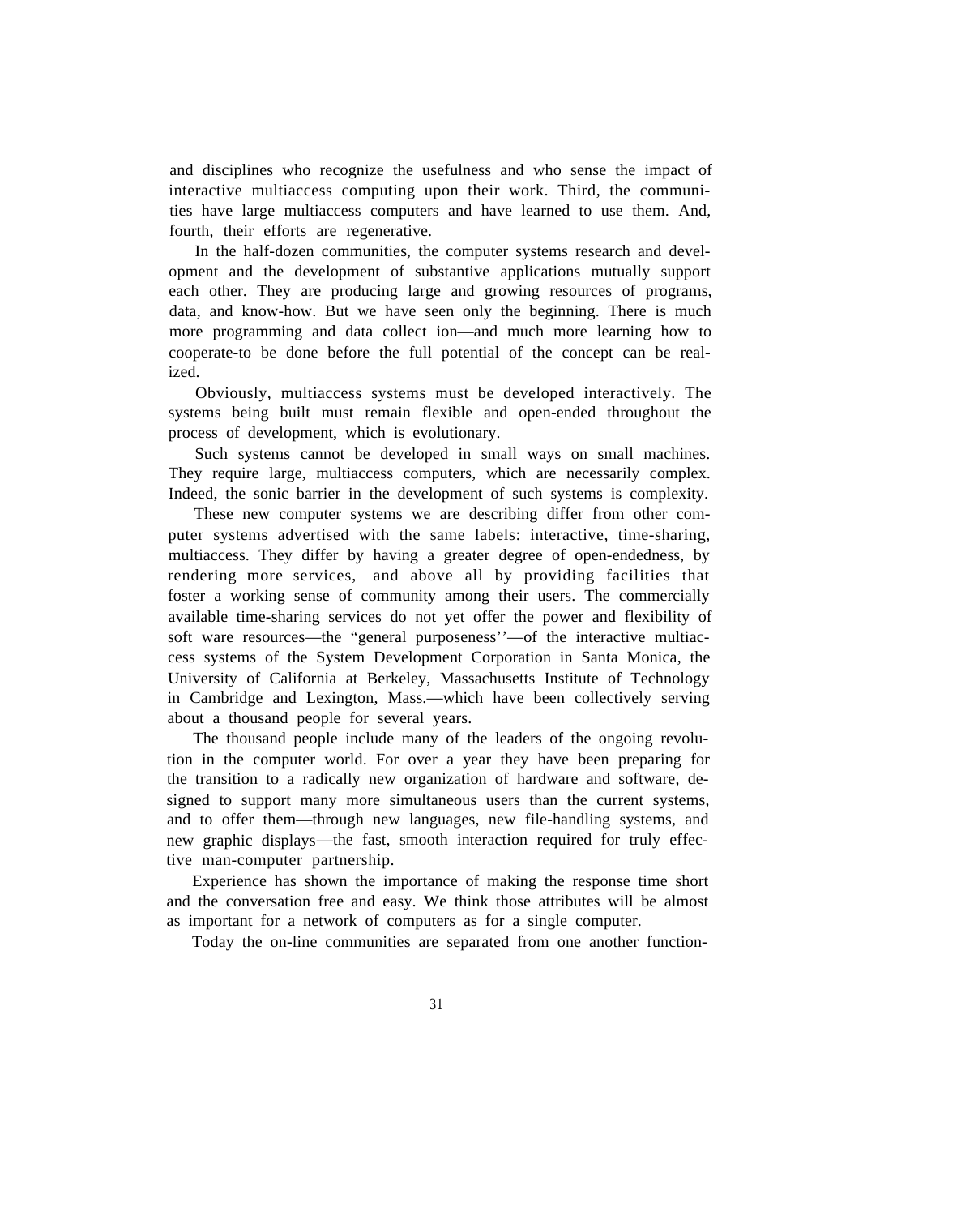and disciplines who recognize the usefulness and who sense the impact of interactive multiaccess computing upon their work. Third, the communities have large multiaccess computers and have learned to use them. And, fourth, their efforts are regenerative.

In the half-dozen communities, the computer systems research and development and the development of substantive applications mutually support each other. They are producing large and growing resources of programs, data, and know-how. But we have seen only the beginning. There is much more programming and data collect ion—and much more learning how to cooperate-to be done before the full potential of the concept can be realized.

Obviously, multiaccess systems must be developed interactively. The systems being built must remain flexible and open-ended throughout the process of development, which is evolutionary.

Such systems cannot be developed in small ways on small machines. They require large, multiaccess computers, which are necessarily complex. Indeed, the sonic barrier in the development of such systems is complexity.

These new computer systems we are describing differ from other computer systems advertised with the same labels: interactive, time-sharing, multiaccess. They differ by having a greater degree of open-endedness, by rendering more services, and above all by providing facilities that foster a working sense of community among their users. The commercially available time-sharing services do not yet offer the power and flexibility of soft ware resources—the "general purposeness''—of the interactive multiaccess systems of the System Development Corporation in Santa Monica, the University of California at Berkeley, Massachusetts Institute of Technology in Cambridge and Lexington, Mass.—which have been collectively serving about a thousand people for several years.

The thousand people include many of the leaders of the ongoing revolution in the computer world. For over a year they have been preparing for the transition to a radically new organization of hardware and software, designed to support many more simultaneous users than the current systems, and to offer them—through new languages, new file-handling systems, and new graphic displays—the fast, smooth interaction required for truly effective man-computer partnership.

Experience has shown the importance of making the response time short and the conversation free and easy. We think those attributes will be almost as important for a network of computers as for a single computer.

Today the on-line communities are separated from one another function-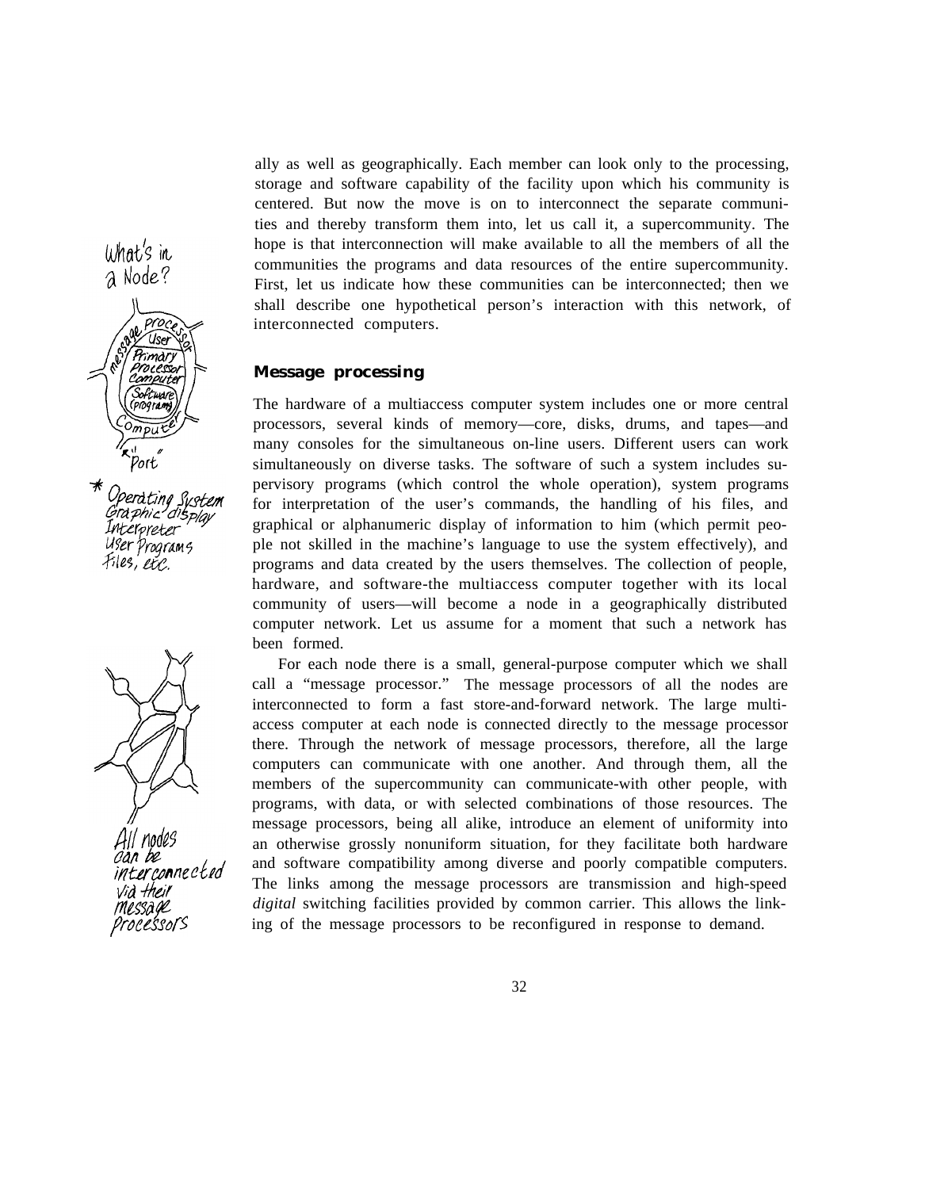ally as well as geographically. Each member can look only to the processing, storage and software capability of the facility upon which his community is centered. But now the move is on to interconnect the separate communities and thereby transform them into, let us call it, a supercommunity. The hope is that interconnection will make available to all the members of all the communities the programs and data resources of the entire supercommunity. First, let us indicate how these communities can be interconnected; then we shall describe one hypothetical person's interaction with this network, of interconnected computers.

What's in a Node?

message processor
User
Primary processor computer
Software (programs)
Computer
"Port"

* Operating System
Graphic display
Interpreter
User Programs
Files, etc.

All nodes can be interconnected via their message processors

### Message processing

The hardware of a multiaccess computer system includes one or more central processors, several kinds of memory—core, disks, drums, and tapes—and many consoles for the simultaneous on-line users. Different users can work simultaneously on diverse tasks. The software of such a system includes supervisory programs (which control the whole operation), system programs for interpretation of the user's commands, the handling of his files, and graphical or alphanumeric display of information to him (which permit people not skilled in the machine's language to use the system effectively), and programs and data created by the users themselves. The collection of people, hardware, and software-the multiaccess computer together with its local community of users—will become a node in a geographically distributed computer network. Let us assume for a moment that such a network has been formed.

For each node there is a small, general-purpose computer which we shall call a "message processor." The message processors of all the nodes are interconnected to form a fast store-and-forward network. The large multiaccess computer at each node is connected directly to the message processor there. Through the network of message processors, therefore, all the large computers can communicate with one another. And through them, all the members of the supercommunity can communicate-with other people, with programs, with data, or with selected combinations of those resources. The message processors, being all alike, introduce an element of uniformity into an otherwise grossly nonuniform situation, for they facilitate both hardware and software compatibility among diverse and poorly compatible computers. The links among the message processors are transmission and high-speed *digital* switching facilities provided by common carrier. This allows the linking of the message processors to be reconfigured in response to demand.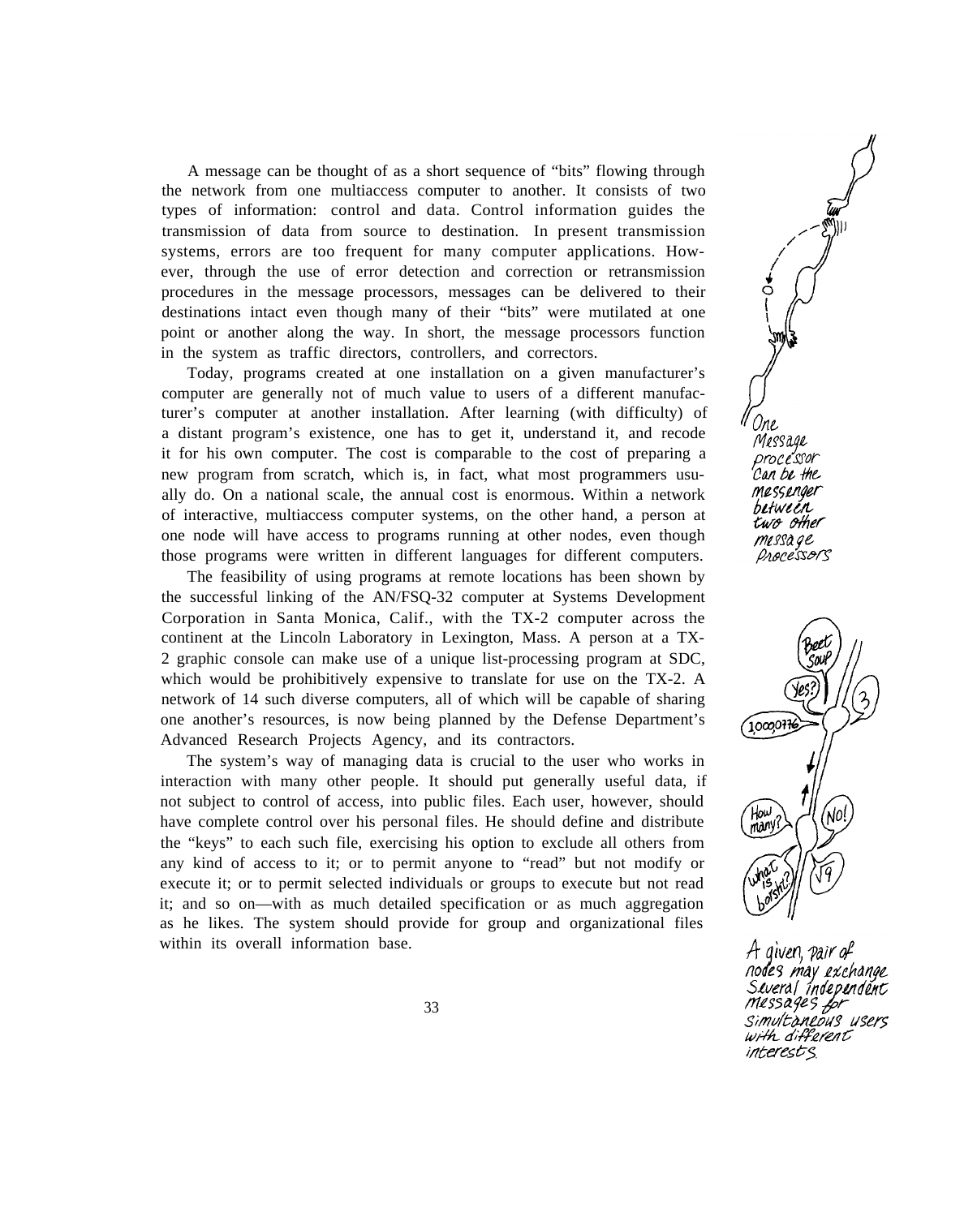A message can be thought of as a short sequence of "bits" flowing through the network from one multiaccess computer to another. It consists of two types of information: control and data. Control information guides the transmission of data from source to destination. In present transmission systems, errors are too frequent for many computer applications. However, through the use of error detection and correction or retransmission procedures in the message processors, messages can be delivered to their destinations intact even though many of their "bits" were mutilated at one point or another along the way. In short, the message processors function in the system as traffic directors, controllers, and correctors.

Today, programs created at one installation on a given manufacturer's computer are generally not of much value to users of a different manufacturer's computer at another installation. After learning (with difficulty) of a distant program's existence, one has to get it, understand it, and recode it for his own computer. The cost is comparable to the cost of preparing a new program from scratch, which is, in fact, what most programmers usually do. On a national scale, the annual cost is enormous. Within a network of interactive, multiaccess computer systems, on the other hand, a person at one node will have access to programs running at other nodes, even though those programs were written in different languages for different computers.

The feasibility of using programs at remote locations has been shown by the successful linking of the AN/FSQ-32 computer at Systems Development Corporation in Santa Monica, Calif., with the TX-2 computer across the continent at the Lincoln Laboratory in Lexington, Mass. A person at a TX-2 graphic console can make use of a unique list-processing program at SDC, which would be prohibitively expensive to translate for use on the TX-2. A network of 14 such diverse computers, all of which will be capable of sharing one another's resources, is now being planned by the Defense Department's Advanced Research Projects Agency, and its contractors.

The system's way of managing data is crucial to the user who works in interaction with many other people. It should put generally useful data, if not subject to control of access, into public files. Each user, however, should have complete control over his personal files. He should define and distribute the "keys" to each such file, exercising his option to exclude all others from any kind of access to it; or to permit anyone to "read" but not modify or execute it; or to permit selected individuals or groups to execute but not read it; and so on—with as much detailed specification or as much aggregation as he likes. The system should provide for group and organizational files within its overall information base.

One message processor can be the messenger between two other message processors

A given pair of nodes may exchange several independent messages for simultaneous users with different interests.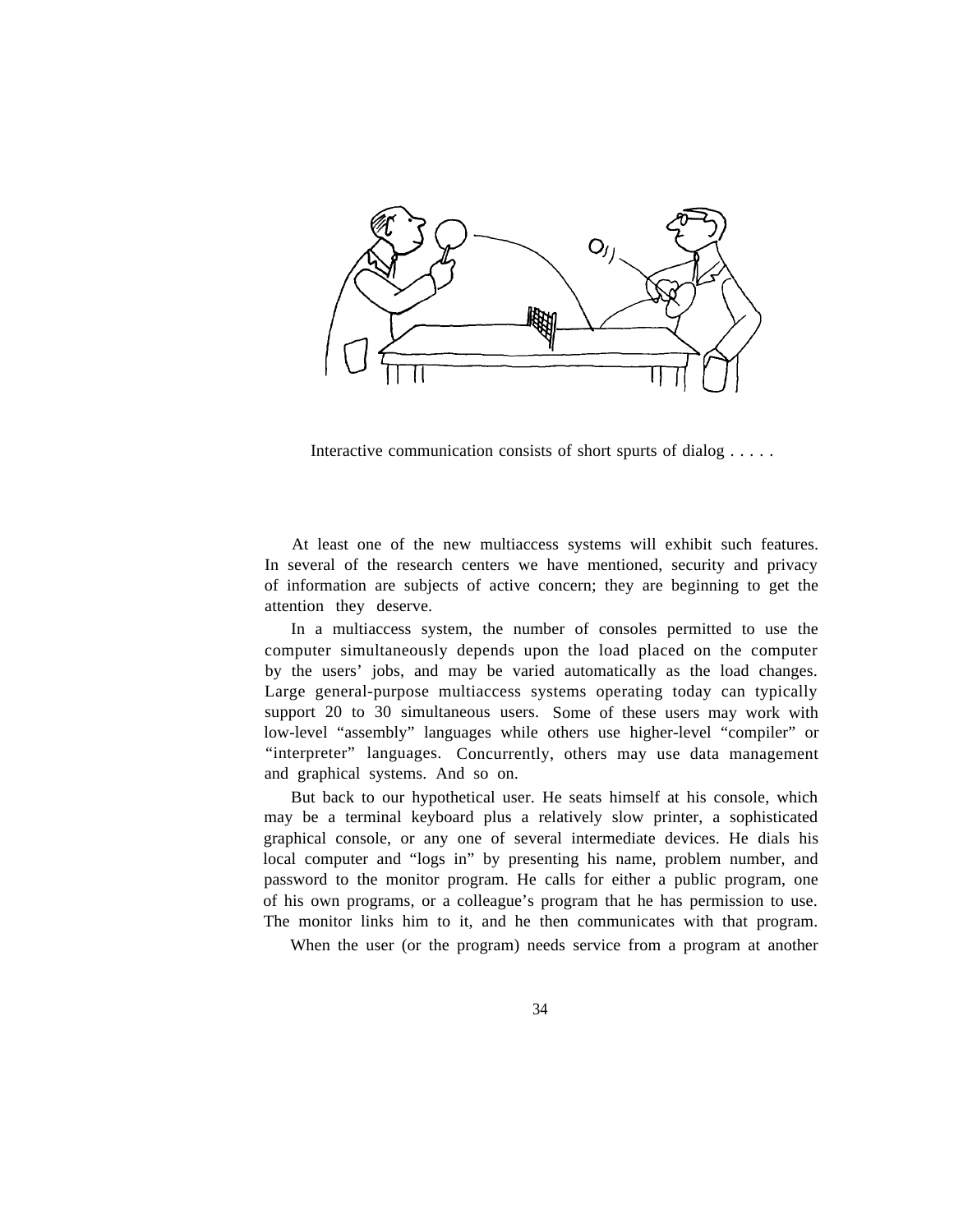Interactive communication consists of short spurts of dialog . . . . .

At least one of the new multiaccess systems will exhibit such features. In several of the research centers we have mentioned, security and privacy of information are subjects of active concern; they are beginning to get the attention they deserve.

In a multiaccess system, the number of consoles permitted to use the computer simultaneously depends upon the load placed on the computer by the users' jobs, and may be varied automatically as the load changes. Large general-purpose multiaccess systems operating today can typically support 20 to 30 simultaneous users. Some of these users may work with low-level "assembly" languages while others use higher-level "compiler" or "interpreter" languages. Concurrently, others may use data management and graphical systems. And so on.

But back to our hypothetical user. He seats himself at his console, which may be a terminal keyboard plus a relatively slow printer, a sophisticated graphical console, or any one of several intermediate devices. He dials his local computer and "logs in" by presenting his name, problem number, and password to the monitor program. He calls for either a public program, one of his own programs, or a colleague's program that he has permission to use. The monitor links him to it, and he then communicates with that program.

When the user (or the program) needs service from a program at another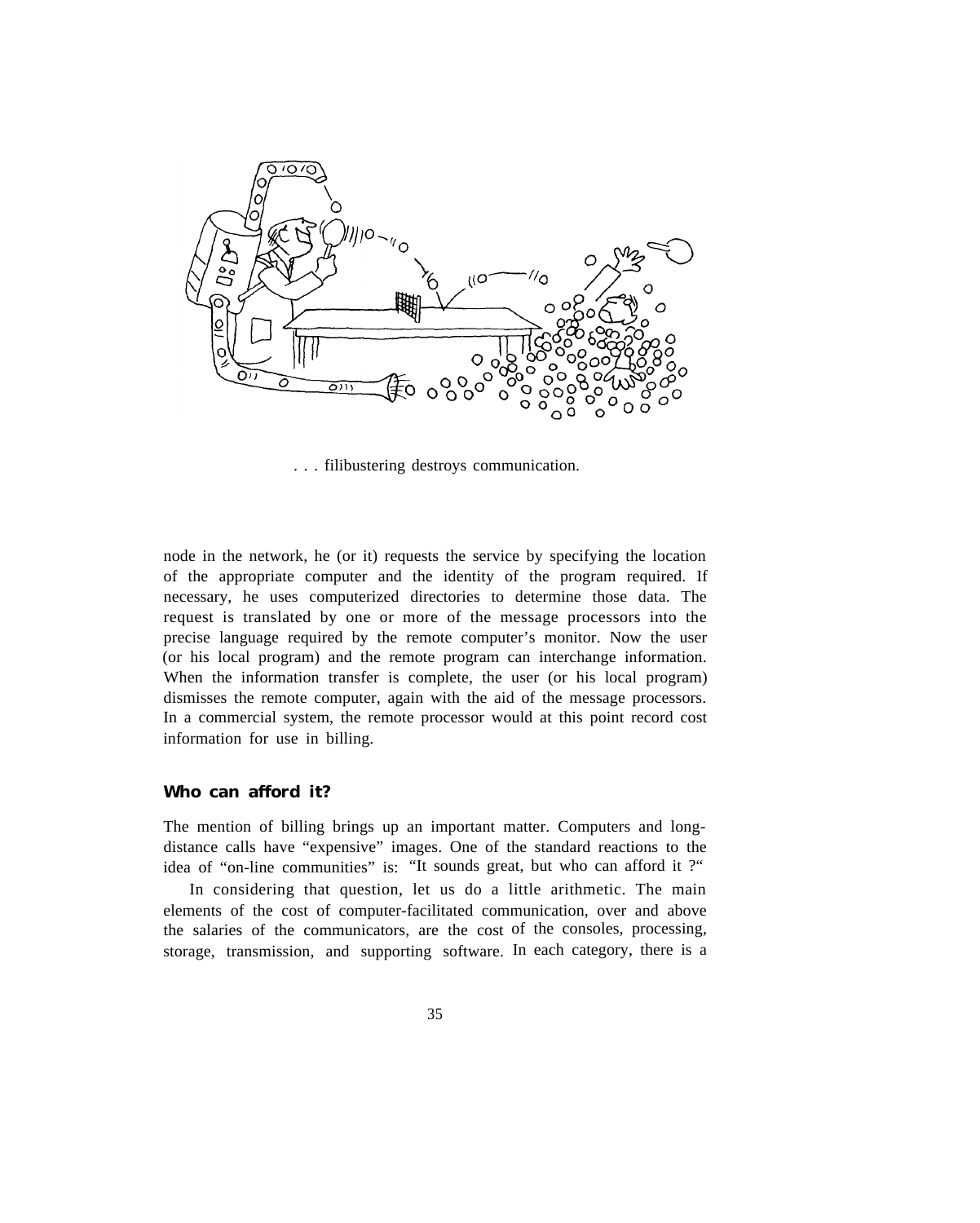. . . filibustering destroys communication.

node in the network, he (or it) requests the service by specifying the location of the appropriate computer and the identity of the program required. If necessary, he uses computerized directories to determine those data. The request is translated by one or more of the message processors into the precise language required by the remote computer's monitor. Now the user (or his local program) and the remote program can interchange information. When the information transfer is complete, the user (or his local program) dismisses the remote computer, again with the aid of the message processors. In a commercial system, the remote processor would at this point record cost information for use in billing.

### Who can afford it?

The mention of billing brings up an important matter. Computers and long-distance calls have "expensive" images. One of the standard reactions to the idea of "on-line communities" is: "It sounds great, but who can afford it ?"

In considering that question, let us do a little arithmetic. The main elements of the cost of computer-facilitated communication, over and above the salaries of the communicators, are the cost of the consoles, processing, storage, transmission, and supporting software. In each category, there is a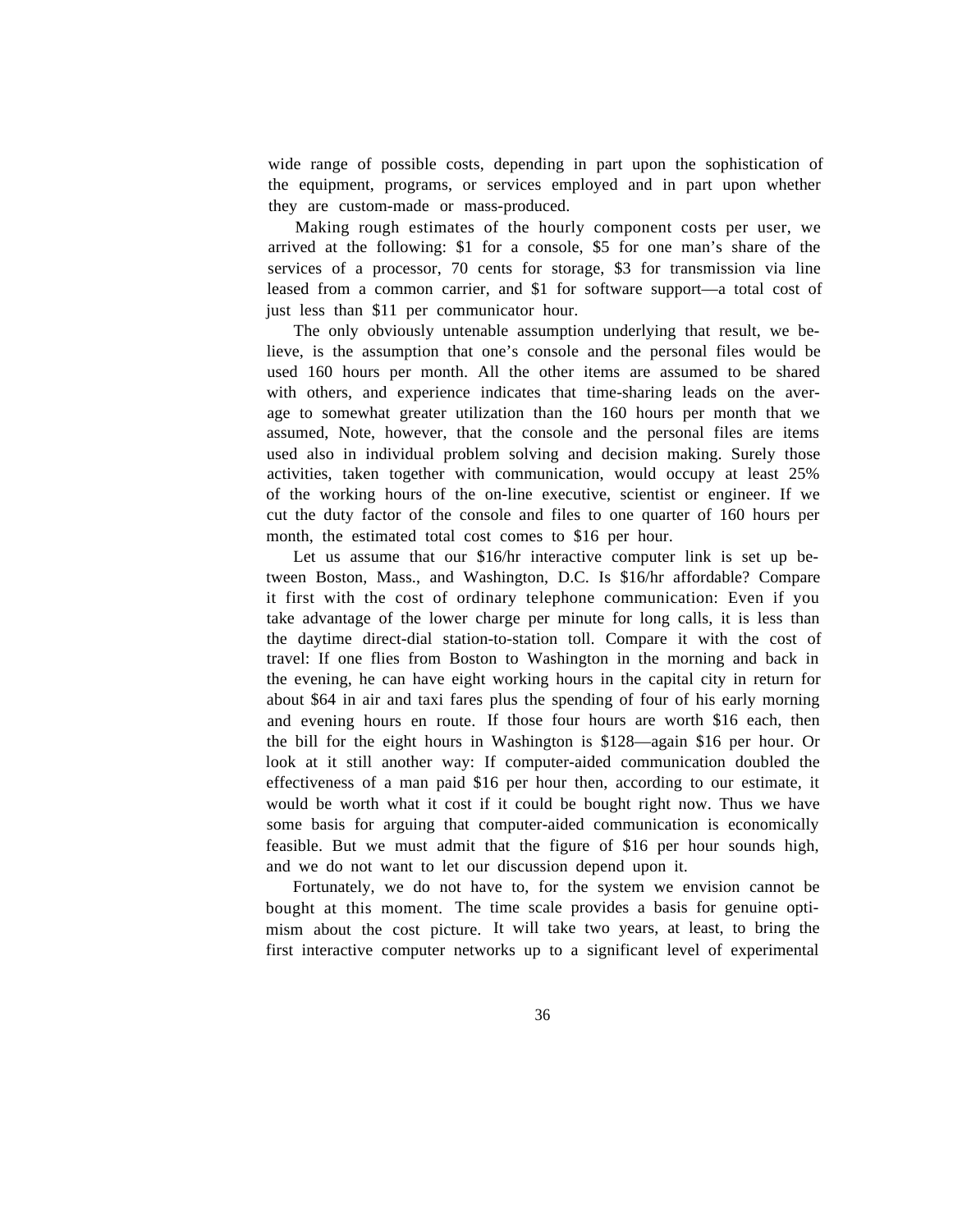wide range of possible costs, depending in part upon the sophistication of the equipment, programs, or services employed and in part upon whether they are custom-made or mass-produced.

Making rough estimates of the hourly component costs per user, we arrived at the following: $1 for a console, $5 for one man's share of the services of a processor, 70 cents for storage, $3 for transmission via line leased from a common carrier, and $1 for software support—a total cost of just less than $11 per communicator hour.

The only obviously untenable assumption underlying that result, we believe, is the assumption that one's console and the personal files would be used 160 hours per month. All the other items are assumed to be shared with others, and experience indicates that time-sharing leads on the average to somewhat greater utilization than the 160 hours per month that we assumed, Note, however, that the console and the personal files are items used also in individual problem solving and decision making. Surely those activities, taken together with communication, would occupy at least 25% of the working hours of the on-line executive, scientist or engineer. If we cut the duty factor of the console and files to one quarter of 160 hours per month, the estimated total cost comes to $16 per hour.

Let us assume that our $16/hr interactive computer link is set up between Boston, Mass., and Washington, D.C. Is $16/hr affordable? Compare it first with the cost of ordinary telephone communication: Even if you take advantage of the lower charge per minute for long calls, it is less than the daytime direct-dial station-to-station toll. Compare it with the cost of travel: If one flies from Boston to Washington in the morning and back in the evening, he can have eight working hours in the capital city in return for about $64 in air and taxi fares plus the spending of four of his early morning and evening hours en route. If those four hours are worth $16 each, then the bill for the eight hours in Washington is $128—again $16 per hour. Or look at it still another way: If computer-aided communication doubled the effectiveness of a man paid $16 per hour then, according to our estimate, it would be worth what it cost if it could be bought right now. Thus we have some basis for arguing that computer-aided communication is economically feasible. But we must admit that the figure of $16 per hour sounds high, and we do not want to let our discussion depend upon it.

Fortunately, we do not have to, for the system we envision cannot be bought at this moment. The time scale provides a basis for genuine optimism about the cost picture. It will take two years, at least, to bring the first interactive computer networks up to a significant level of experimental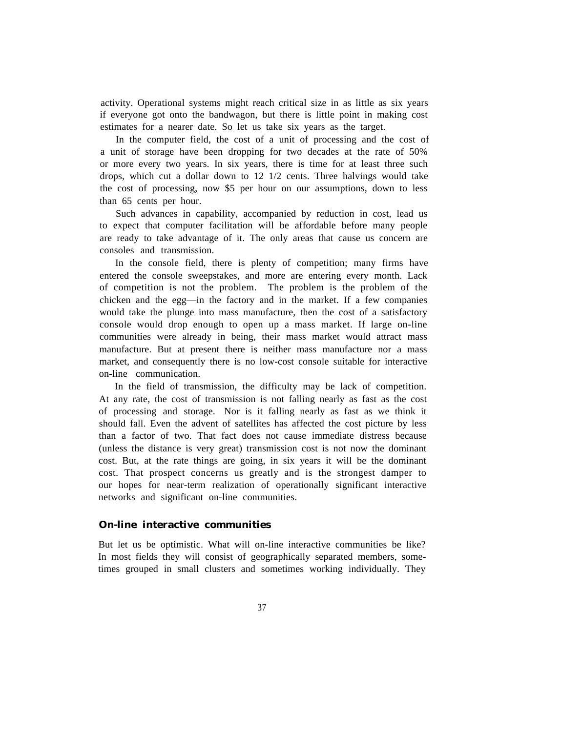activity. Operational systems might reach critical size in as little as six years if everyone got onto the bandwagon, but there is little point in making cost estimates for a nearer date. So let us take six years as the target.

In the computer field, the cost of a unit of processing and the cost of a unit of storage have been dropping for two decades at the rate of 50% or more every two years. In six years, there is time for at least three such drops, which cut a dollar down to 12 1/2 cents. Three halvings would take the cost of processing, now $5 per hour on our assumptions, down to less than 65 cents per hour.

Such advances in capability, accompanied by reduction in cost, lead us to expect that computer facilitation will be affordable before many people are ready to take advantage of it. The only areas that cause us concern are consoles and transmission.

In the console field, there is plenty of competition; many firms have entered the console sweepstakes, and more are entering every month. Lack of competition is not the problem. The problem is the problem of the chicken and the egg—in the factory and in the market. If a few companies would take the plunge into mass manufacture, then the cost of a satisfactory console would drop enough to open up a mass market. If large on-line communities were already in being, their mass market would attract mass manufacture. But at present there is neither mass manufacture nor a mass market, and consequently there is no low-cost console suitable for interactive on-line communication.

In the field of transmission, the difficulty may be lack of competition. At any rate, the cost of transmission is not falling nearly as fast as the cost of processing and storage. Nor is it falling nearly as fast as we think it should fall. Even the advent of satellites has affected the cost picture by less than a factor of two. That fact does not cause immediate distress because (unless the distance is very great) transmission cost is not now the dominant cost. But, at the rate things are going, in six years it will be the dominant cost. That prospect concerns us greatly and is the strongest damper to our hopes for near-term realization of operationally significant interactive networks and significant on-line communities.

### On-line interactive communities

But let us be optimistic. What will on-line interactive communities be like? In most fields they will consist of geographically separated members, sometimes grouped in small clusters and sometimes working individually. They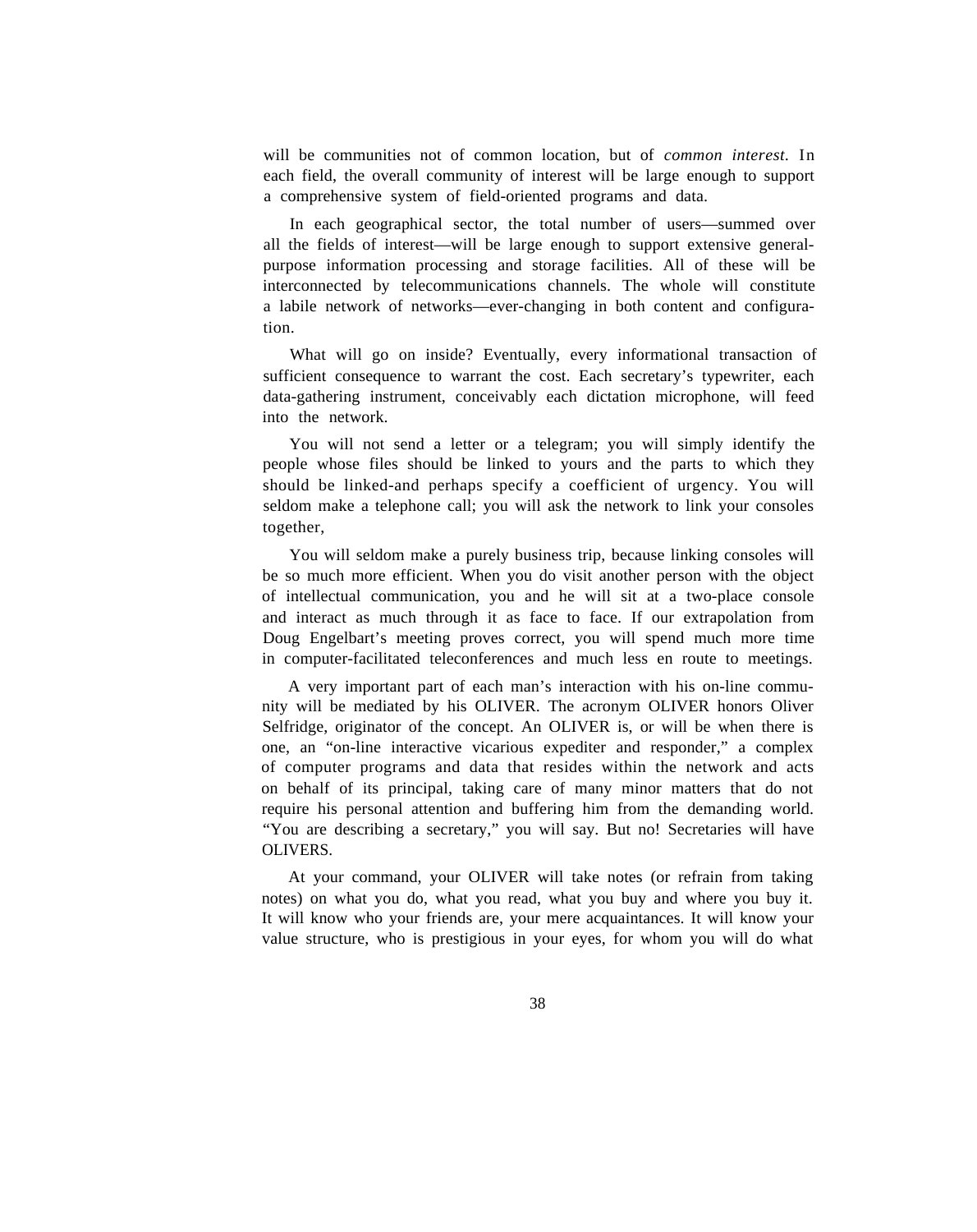will be communities not of common location, but of *common interest*. In each field, the overall community of interest will be large enough to support a comprehensive system of field-oriented programs and data.

In each geographical sector, the total number of users—summed over all the fields of interest—will be large enough to support extensive general-purpose information processing and storage facilities. All of these will be interconnected by telecommunications channels. The whole will constitute a labile network of networks—ever-changing in both content and configuration.

What will go on inside? Eventually, every informational transaction of sufficient consequence to warrant the cost. Each secretary's typewriter, each data-gathering instrument, conceivably each dictation microphone, will feed into the network.

You will not send a letter or a telegram; you will simply identify the people whose files should be linked to yours and the parts to which they should be linked-and perhaps specify a coefficient of urgency. You will seldom make a telephone call; you will ask the network to link your consoles together,

You will seldom make a purely business trip, because linking consoles will be so much more efficient. When you do visit another person with the object of intellectual communication, you and he will sit at a two-place console and interact as much through it as face to face. If our extrapolation from Doug Engelbart's meeting proves correct, you will spend much more time in computer-facilitated teleconferences and much less en route to meetings.

A very important part of each man's interaction with his on-line community will be mediated by his OLIVER. The acronym OLIVER honors Oliver Selfridge, originator of the concept. An OLIVER is, or will be when there is one, an "on-line interactive vicarious expediter and responder," a complex of computer programs and data that resides within the network and acts on behalf of its principal, taking care of many minor matters that do not require his personal attention and buffering him from the demanding world. "You are describing a secretary," you will say. But no! Secretaries will have OLIVERS.

At your command, your OLIVER will take notes (or refrain from taking notes) on what you do, what you read, what you buy and where you buy it. It will know who your friends are, your mere acquaintances. It will know your value structure, who is prestigious in your eyes, for whom you will do what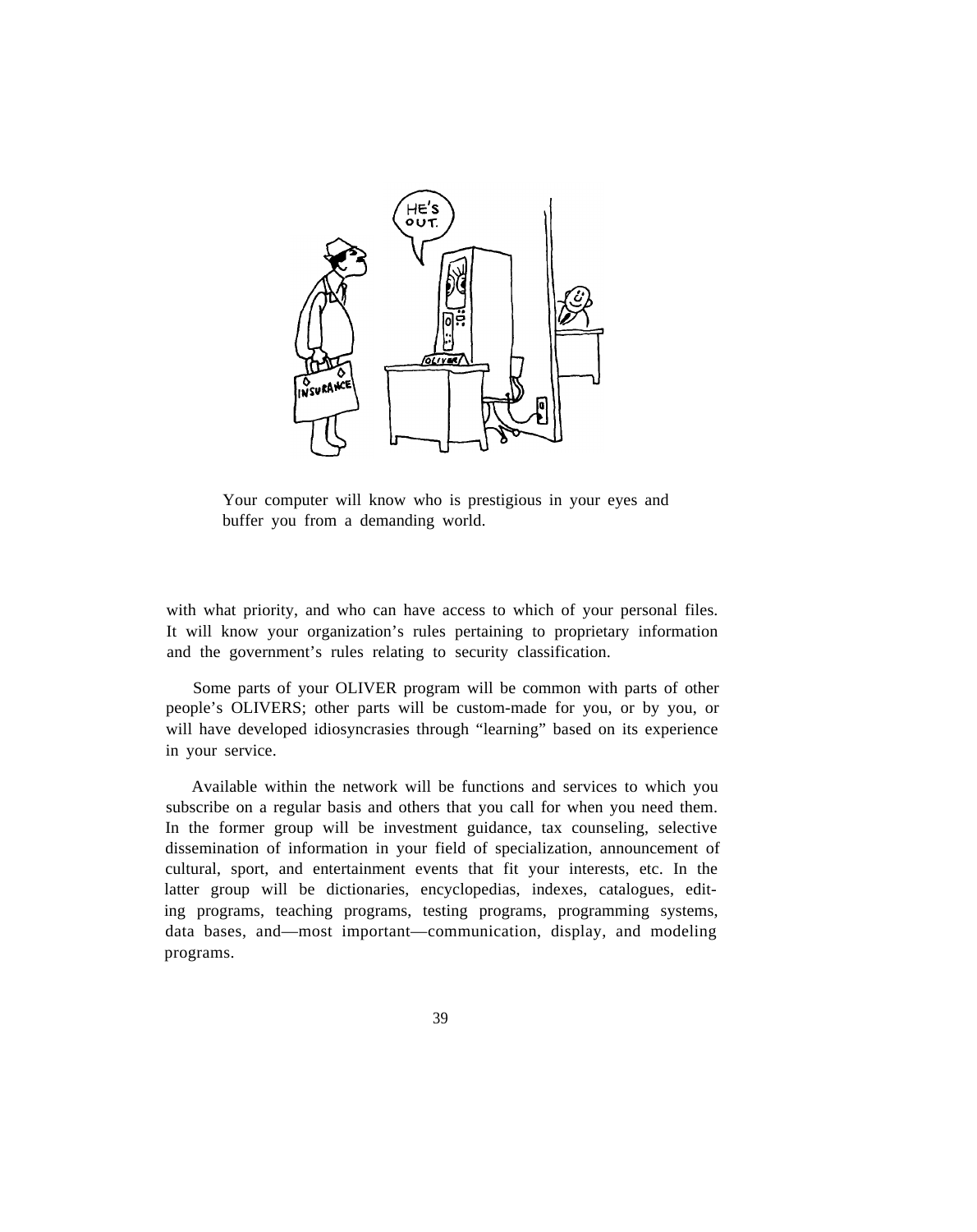Your computer will know who is prestigious in your eyes and buffer you from a demanding world.

with what priority, and who can have access to which of your personal files. It will know your organization's rules pertaining to proprietary information and the government's rules relating to security classification.

Some parts of your OLIVER program will be common with parts of other people's OLIVERS; other parts will be custom-made for you, or by you, or will have developed idiosyncrasies through "learning" based on its experience in your service.

Available within the network will be functions and services to which you subscribe on a regular basis and others that you call for when you need them. In the former group will be investment guidance, tax counseling, selective dissemination of information in your field of specialization, announcement of cultural, sport, and entertainment events that fit your interests, etc. In the latter group will be dictionaries, encyclopedias, indexes, catalogues, editing programs, teaching programs, testing programs, programming systems, data bases, and—most important—communication, display, and modeling programs.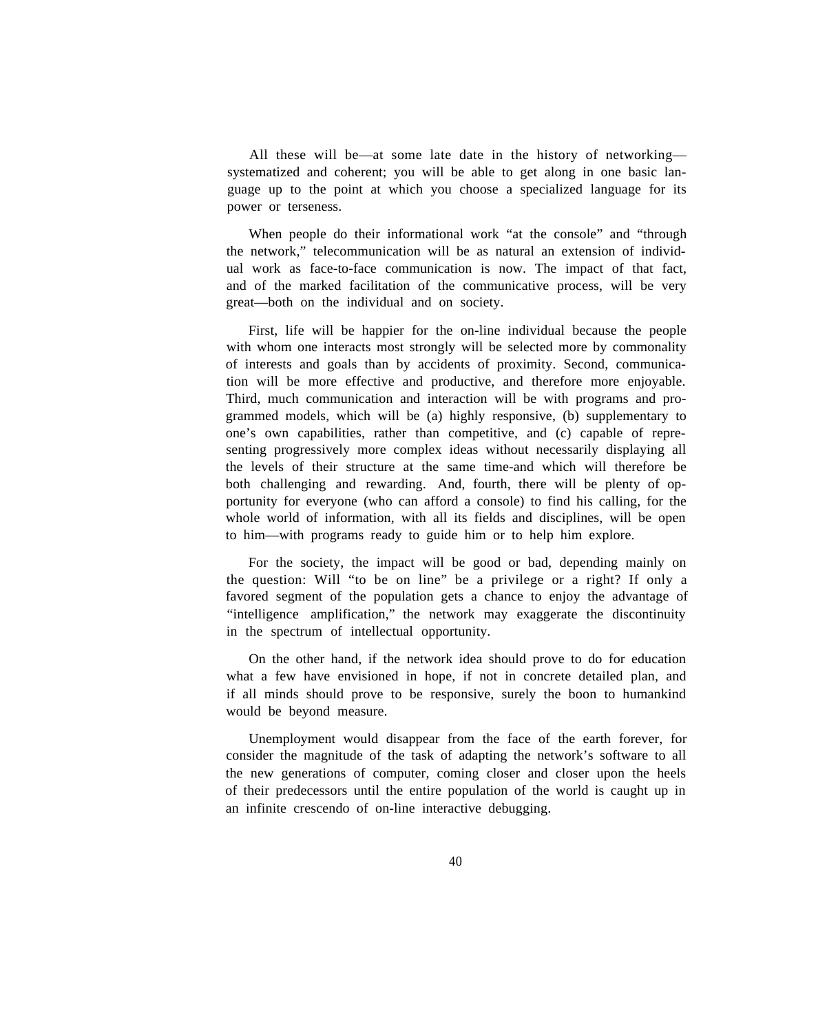All these will be—at some late date in the history of networking—systematized and coherent; you will be able to get along in one basic language up to the point at which you choose a specialized language for its power or terseness.

When people do their informational work "at the console" and "through the network," telecommunication will be as natural an extension of individual work as face-to-face communication is now. The impact of that fact, and of the marked facilitation of the communicative process, will be very great—both on the individual and on society.

First, life will be happier for the on-line individual because the people with whom one interacts most strongly will be selected more by commonality of interests and goals than by accidents of proximity. Second, communication will be more effective and productive, and therefore more enjoyable. Third, much communication and interaction will be with programs and programmed models, which will be (a) highly responsive, (b) supplementary to one's own capabilities, rather than competitive, and (c) capable of representing progressively more complex ideas without necessarily displaying all the levels of their structure at the same time-and which will therefore be both challenging and rewarding. And, fourth, there will be plenty of opportunity for everyone (who can afford a console) to find his calling, for the whole world of information, with all its fields and disciplines, will be open to him—with programs ready to guide him or to help him explore.

For the society, the impact will be good or bad, depending mainly on the question: Will "to be on line" be a privilege or a right? If only a favored segment of the population gets a chance to enjoy the advantage of "intelligence amplification," the network may exaggerate the discontinuity in the spectrum of intellectual opportunity.

On the other hand, if the network idea should prove to do for education what a few have envisioned in hope, if not in concrete detailed plan, and if all minds should prove to be responsive, surely the boon to humankind would be beyond measure.

Unemployment would disappear from the face of the earth forever, for consider the magnitude of the task of adapting the network's software to all the new generations of computer, coming closer and closer upon the heels of their predecessors until the entire population of the world is caught up in an infinite crescendo of on-line interactive debugging.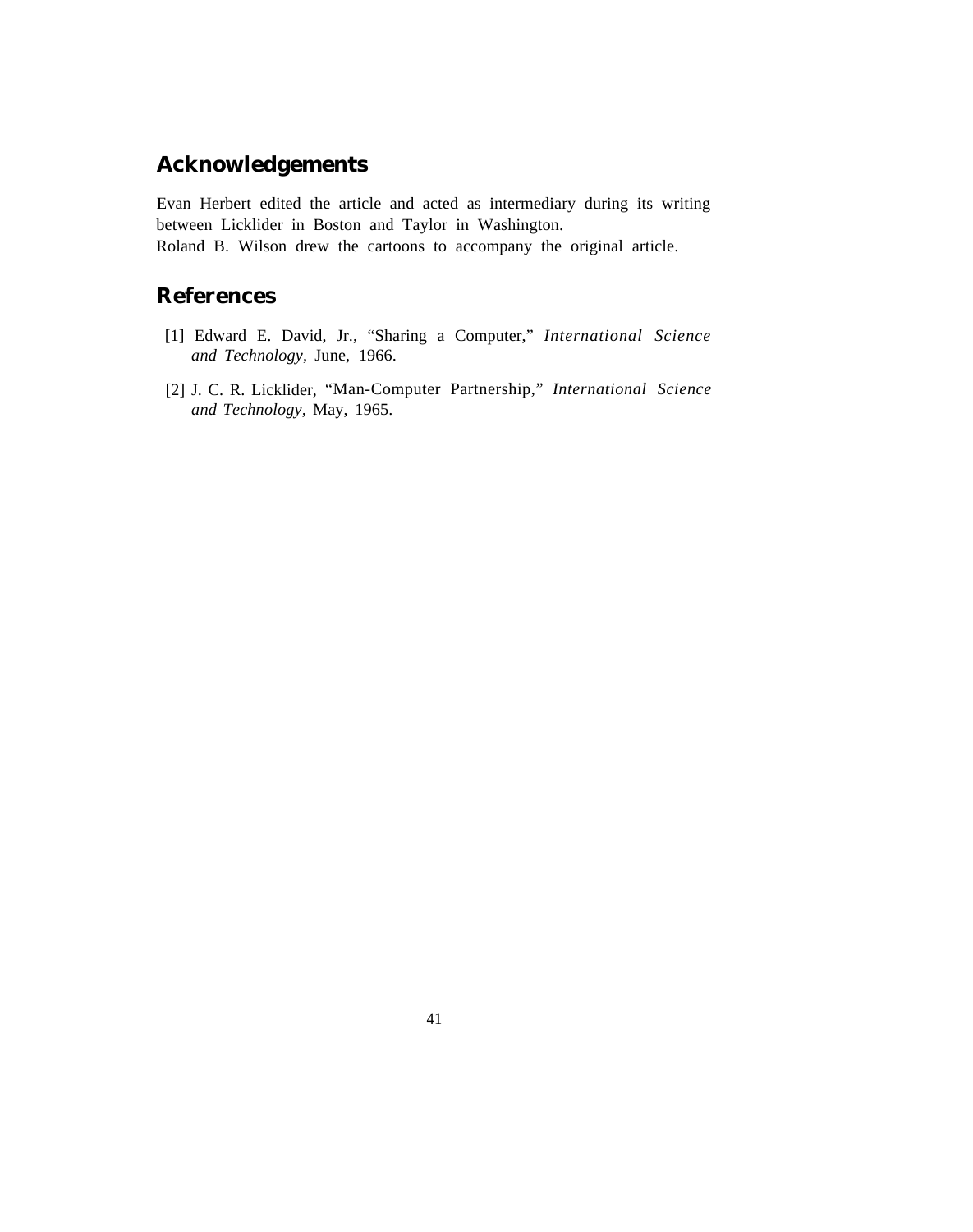## Acknowledgements

Evan Herbert edited the article and acted as intermediary during its writing between Licklider in Boston and Taylor in Washington.
Roland B. Wilson drew the cartoons to accompany the original article.

## References

[1] Edward E. David, Jr., "Sharing a Computer," *International Science and Technology,* June, 1966.

[2] J. C. R. Licklider, "Man-Computer Partnership," *International Science and Technology,* May, 1965.